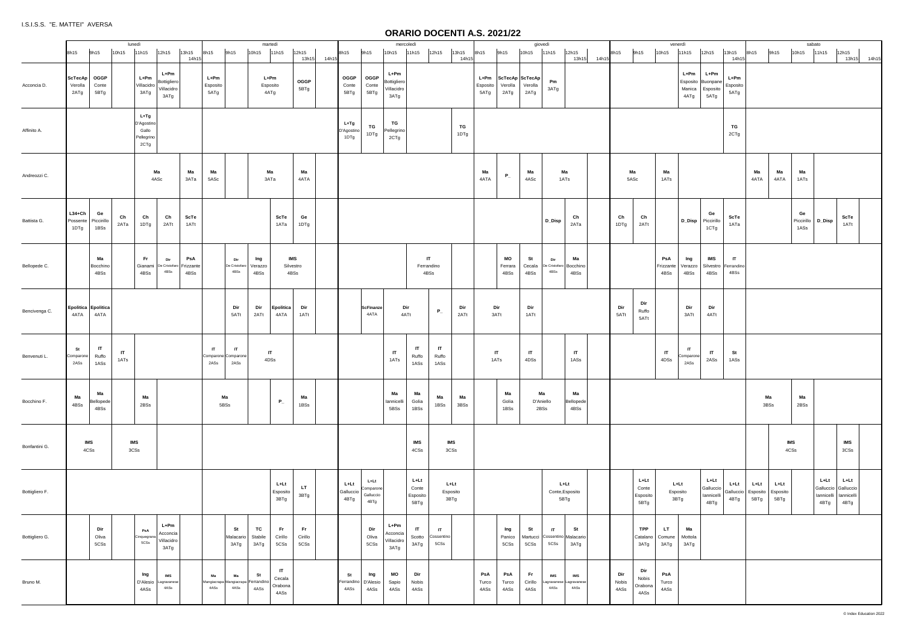I.S.I.S.S. "E. MATTEI" AVERSA

# ORARIO DOCENTI A.S. 2021/22

| | lunedì | | | | | | martedì | | | | | | mercoledì | | | | | | giovedì | | | | | | venerdì | | | | | | sabato | | | | | |
|---|---|---|---|---|---|---|---|---|---|---|---|---|---|---|---|---|---|---|---|---|---|---|---|---|---|---|---|---|---|---|---|---|---|---|---|---|
| | 8h15 | 9h15 | 10h15 | 11h15 | 12h15 | 13h15 | 8h15 | 9h15 | 10h15 | 11h15 | 12h15 | 13h15 | 8h15 | 9h15 | 10h15 | 11h15 | 12h15 | 13h15 | 8h15 | 9h15 | 10h15 | 11h15 | 12h15 | 13h15 | 8h15 | 9h15 | 10h15 | 11h15 | 12h15 | 13h15 | 8h15 | 9h15 | 10h15 | 11h15 | 12h15 | 13h15 |
| Acconcia D. | ScTecAp Verolla 2ATg | OGGP Conte 5BTg | | L+Pm Villacidro 3ATg | L+Pm Bottigliero Villacidro 3ATg | | L+Pm Esposito 5ATg | | L+Pm Esposito 4ATg | | OGGP 5BTg | | OGGP Conte 5BTg | OGGP Conte 5BTg | L+Pm Bottigliero Villacidro 3ATg | | | | L+Pm Esposito 5ATg | ScTecAp Verolla 2ATg | ScTecAp Verolla 2ATg | Pm 3ATg | | | | | | L+Pm Esposito Manica 4ATg | L+Pm Buonpane Esposito 5ATg | L+Pm Esposito 5ATg | | | | | | |
| Affinito A. | | | | L+Tg D'Agostino Gallo Pellegrino 2CTg | | | | | | | | | L+Tg D'Agostino 1DTg | TG 1DTg | TG Pellegrino 2CTg | | | TG 1DTg | | | | | | | | | | | | TG 2CTg | | | | | | |
| Andreozzi C. | | | | Ma 4ASc | | Ma 3ATa | Ma 5ASc | | Ma 3ATa | | Ma 4ATA | | | | | | | | Ma 4ATA | P_ | Ma 4ASc | Ma 1ATs | | | Ma 5ASc | | Ma 1ATs | | | | Ma 4ATA | Ma 4ATA | Ma 1ATs | | | |
| Battista G. | L34+Ch Possente 1DTg | Ge Piccirillo 1BSs | Ch 2ATa | Ch 1DTg | Ch 2ATt | ScTe 1ATt | | | | ScTe 1ATa | Ge 1DTg | | | | | | | | | | | D_Disp | Ch 2ATa | | Ch 1DTg | Ch 2ATt | | D_Disp | Ge Piccirillo 1CTg | ScTe 1ATa | | | Ge Piccirillo 1ASs | D_Disp | ScTe 1ATt | |
| Bellopede C. | | Ma Bocchino 4BSs | | Fr Gianami 4BSs | Dir De Cristofaro 4BSs | PsA Frizzante 4BSs | | Dir De Cristofaro 4BSs | Ing Verazzo 4BSs | IMS Silvestro 4BSs | | | | | | IT Ferrandino 4BSs | | | | MO Ferrara 4BSs | St Cecala 4BSs | Dir De Cristofaro 4BSs | Ma Bocchino 4BSs | | | | PsA Frizzante 4BSs | Ing Verazzo 4BSs | IMS Silvestro 4BSs | IT Ferrandino 4BSs | | | | | | |
| Bencivenga C. | Epolitica 4ATA | Epolitica 4ATA | | | | | | Dir 5ATt | Dir 2ATt | Epolitica 4ATA | Dir 1ATt | | | ScFinanze 4ATA | Dir 4ATt | | P_ | Dir 2ATt | Dir 3ATt | | Dir 1ATt | | | | Dir 5ATt | Dir Ruffo 5ATt | | Dir 3ATt | Dir 4ATt | | | | | | | |
| Benvenuti L. | St Comparone 2ASs | IT Ruffo 1ASs | IT 1ATs | | | | IT Comparone 2ASs | IT Comparone 2ASs | IT 4DSs | | | | | | IT 1ATs | IT Ruffo 1ASs | IT Ruffo 1ASs | | IT 1ATs | | IT 4DSs | | IT 1ASs | | | | IT 4DSs | IT Comparone 2ASs | IT 2ASs | St 1ASs | | | | | | |
| Bocchino F. | Ma 4BSs | Ma Bellopede 4BSs | | Ma 2BSs | | | Ma 5BSs | | | P_ | Ma 1BSs | | | | Ma Iannicelli 5BSs | Ma Golia 1BSs | Ma 1BSs | Ma 3BSs | | Ma Golia 1BSs | Ma D'Aniello 2BSs | | Ma Bellopede 4BSs | | | | | | | | Ma 3BSs | | Ma 2BSs | | | |
| Bonfantini G. | IMS 4CSs | | IMS 3CSs | | | | | | | | | | | | | IMS 4CSs | IMS 3CSs | | | | | | | | | | | | | | | IMS 4CSs | | | IMS 3CSs | |
| Bottigliero F. | | | | | | | | | | L+Lt Esposito 3BTg | LT 3BTg | | L+Lt Galluccio 4BTg | L+Lt Comparone Galluccio 4BTg | | L+Lt Conte Esposito 5BTg | L+Lt Esposito 3BTg | | | | | L+Lt Conte,Esposito 5BTg | | | | L+Lt Conte Esposito 5BTg | L+Lt Esposito 3BTg | | L+Lt Galluccio Iannicelli 4BTg | L+Lt Galluccio 4BTg | L+Lt Esposito 5BTg | L+Lt Esposito 5BTg | | L+Lt Galluccio Iannicelli 4BTg | L+Lt Galluccio Iannicelli 4BTg | |
| Bottigliero G. | | Dir Oliva 5CSs | | PsA Cinquegrana 5CSs | L+Pm Acconcia Villacidro 3ATg | | | St Malacario 3ATg | TC Stabile 3ATg | Fr Cirillo 5CSs | Fr Cirillo 5CSs | | | Dir Oliva 5CSs | L+Pm Acconcia Villacidro 3ATg | IT Scotto 3ATg | IT Cossentino 5CSs | | | Ing Panico 5CSs | St Martucci 5CSs | IT Cossentino 5CSs | St Malacario 3ATg | | | TPP Catalano 3ATg | LT Comune 3ATg | Ma Mottola 3ATg | | | | | | | | |
| Bruno M. | | | | Ing D'Alesio 4ASs | IMS Lagravanese 4ASs | | Ma Mangiacrapa 4ASs | Ma Mangiacrapa 4ASs | St Ferrandino 4ASs | IT Cecala Orabona 4ASs | | | St Ferrandino 4ASs | Ing D'Alesio 4ASs | MO Sapio 4ASs | Dir Nobis 4ASs | | | PsA Turco 4ASs | PsA Turco 4ASs | Fr Cirillo 4ASs | IMS Lagravanese 4ASs | IMS Lagravanese 4ASs | | Dir Nobis 4ASs | Dir Nobis Orabona 4ASs | PsA Turco 4ASs | | | | | | | | | |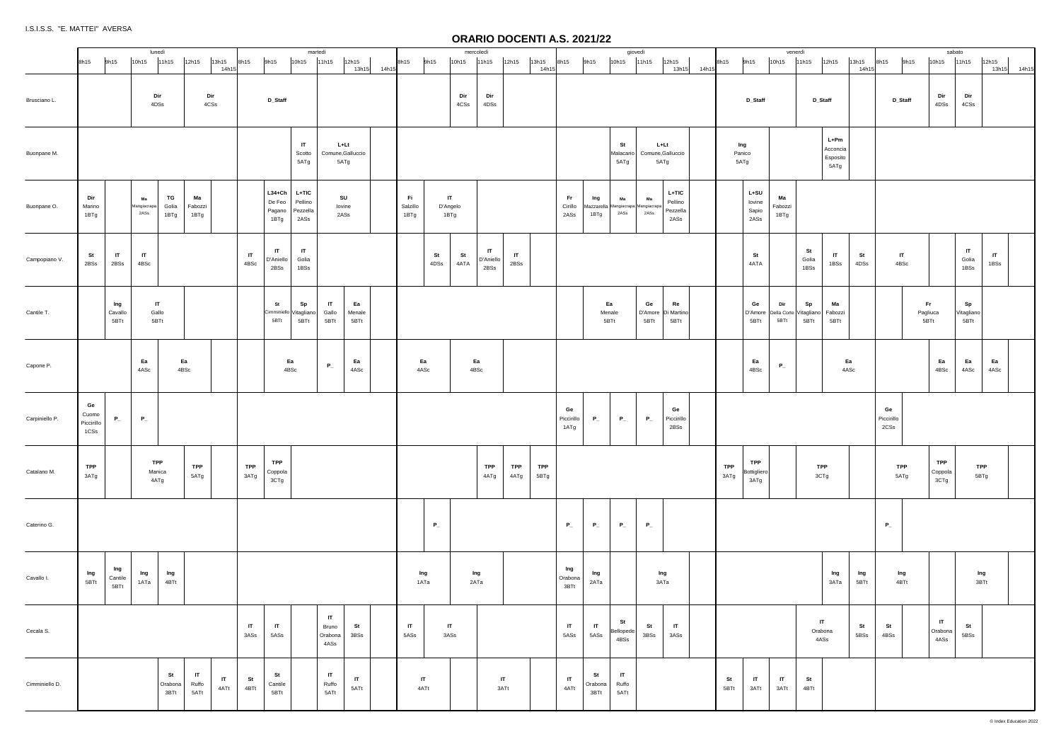I.S.I.S.S. "E. MATTEI" AVERSA

# ORARIO DOCENTI A.S. 2021/22

| | lunedì | | | | | | martedì | | | | | | mercoledì | | | | | | giovedì | | | | | | venerdì | | | | | | sabato | | | | | |
|---|---|---|---|---|---|---|---|---|---|---|---|---|---|---|---|---|---|---|---|---|---|---|---|---|---|---|---|---|---|---|---|---|---|---|---|---|
| | 8h15 | 9h15 | 10h15 | 11h15 | 12h15 | 13h15 | 8h15 | 9h15 | 10h15 | 11h15 | 12h15 | 13h15 | 8h15 | 9h15 | 10h15 | 11h15 | 12h15 | 13h15 | 8h15 | 9h15 | 10h15 | 11h15 | 12h15 | 13h15 | 8h15 | 9h15 | 10h15 | 11h15 | 12h15 | 13h15 | 8h15 | 9h15 | 10h15 | 11h15 | 12h15 | 13h15 |
| Brusciano L. | | | Dir 4DSs | | Dir 4CSs | | D_Staff | | | | | | | | Dir 4CSs | Dir 4DSs | | | | | | | | | D_Staff | | | D_Staff | | | D_Staff | | Dir 4DSs | Dir 4CSs | | |
| Buonpane M. | | | | | | | | | IT Scotto 5ATg | L+Lt Comune,Galluccio 5ATg | | | | | | | | | | | St Malacario 5ATg | L+Lt Comune,Galluccio 5ATg | | | Ing Panico 5ATg | | | | L+Pm Acconcia Esposito 5ATg | | | | | | | |
| Buonpane O. | Dir Marino 1BTg | | Ma Mangiacrapa 2ASs | TG Golia 1BTg | Ma Fabozzi 1BTg | | | L34+Ch De Feo Pagano 1BTg | L+TIC Pellino Pezzella 2ASs | SU Iovine 2ASs | | | Fi Salzillo 1BTg | IT D'Angelo 1BTg | | | | | Fr Cirillo 2ASs | Ing Mazzarella 1BTg | Ma Mangiacrapa 2ASs | Ma Mangiacrapa 2ASs | L+TIC Pellino Pezzella 2ASs | | | L+SU Iovine Sapio 2ASs | Ma Fabozzi 1BTg | | | | | | | | | |
| Campopiano V. | St 2BSs | IT 2BSs | IT 4BSc | | | | IT 4BSc | IT D'Aniello 2BSs | IT Golia 1BSs | | | | | St 4DSs | St 4ATA | IT D'Aniello 2BSs | IT 2BSs | | | | | | | | | St 4ATA | | St Golia 1BSs | IT 1BSs | St 4DSs | IT 4BSc | | | IT Golia 1BSs | IT 1BSs | |
| Cantile T. | | Ing Cavallo 5BTt | IT Gallo 5BTt | | | | | St Cimminiello 5BTt | Sp Vitagliano 5BTt | IT Gallo 5BTt | Ea Menale 5BTt | | | | | | | | | Ea Menale 5BTt | | Ge D'Amore 5BTt | Re Di Martino 5BTt | | | Ge D'Amore 5BTt | Dir Della Corte 5BTt | Sp Vitagliano 5BTt | Ma Fabozzi 5BTt | | | Fr Pagliuca 5BTt | | Sp Vitagliano 5BTt | | |
| Capone P. | | | Ea 4ASc | Ea 4BSc | | | | Ea 4BSc | | P_ | Ea 4ASc | | Ea 4ASc | | Ea 4BSc | | | | | | | | | | | Ea 4BSc | P_ | | Ea 4ASc | | | | Ea 4BSc | Ea 4ASc | Ea 4ASc | |
| Carpiniello P. | Ge Cuomo Piccirillo 1CSs | P_ | P_ | | | | | | | | | | | | | | | | Ge Piccirillo 1ATg | P_ | P_ | P_ | Ge Piccirillo 2BSs | | | | | | | | Ge Piccirillo 2CSs | | | | | |
| Catalano M. | TPP 3ATg | | TPP Manica 4ATg | | TPP 5ATg | | TPP 3ATg | TPP Coppola 3CTg | | | | | | | | TPP 4ATg | TPP 4ATg | TPP 5BTg | | | | | | | TPP 3ATg | TPP Bottigliero 3ATg | | TPP 3CTg | | | TPP 5ATg | | TPP Coppola 3CTg | TPP 5BTg | | |
| Caterino G. | | | | | | | | | | | | | | P_ | | | | | P_ | P_ | P_ | P_ | | | | | | | | | P_ | | | | | |
| Cavallo I. | Ing 5BTt | Ing Cantile 5BTt | Ing 1ATa | Ing 4BTt | | | | | | | | | Ing 1ATa | | Ing 2ATa | | | | Ing Orabona 3BTt | Ing 2ATa | | Ing 3ATa | | | | | | | Ing 3ATa | Ing 5BTt | Ing 4BTt | | | Ing 3BTt | | |
| Cecala S. | | | | | | | IT 3ASs | IT 5ASs | | IT Bruno Orabona 4ASs | St 3BSs | | IT 5ASs | IT 3ASs | | | | | IT 5ASs | IT 5ASs | St Bellopede 4BSs | St 3BSs | IT 3ASs | | | | | IT Orabona 4ASs | | St 5BSs | St 4BSs | | IT Orabona 4ASs | St 5BSs | | |
| Cimminiello D. | | | | St Orabona 3BTt | IT Ruffo 5ATt | IT 4ATt | St 4BTt | St Cantile 5BTt | | IT Ruffo 5ATt | IT 5ATt | | IT 4ATt | | | IT 3ATt | | | IT 4ATt | St Orabona 3BTt | IT Ruffo 5ATt | | | | St 5BTt | IT 3ATt | IT 3ATt | St 4BTt | | | | | | | | |

© Index Education 2022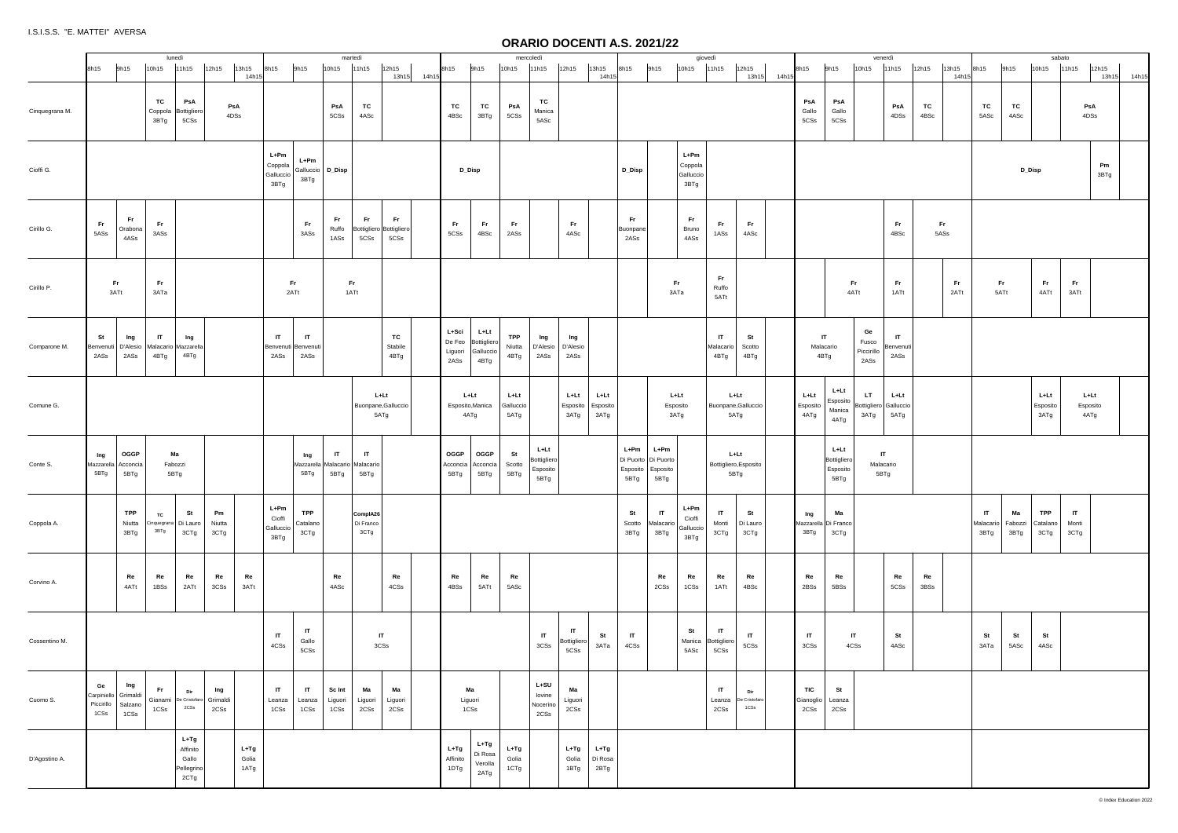I.S.I.S.S. "E. MATTEI" AVERSA

# ORARIO DOCENTI A.S. 2021/22

| | lunedì | | | | | | martedì | | | | | | mercoledì | | | | | | giovedì | | | | | | venerdì | | | | | | sabato | | | | | |
|---|---|---|---|---|---|---|---|---|---|---|---|---|---|---|---|---|---|---|---|---|---|---|---|---|---|---|---|---|---|---|---|---|---|---|---|---|
| | 8h15 | 9h15 | 10h15 | 11h15 | 12h15 | 13h15 14h15 | 8h15 | 9h15 | 10h15 | 11h15 | 12h15 | 13h15 14h15 | 8h15 | 9h15 | 10h15 | 11h15 | 12h15 | 13h15 14h15 | 8h15 | 9h15 | 10h15 | 11h15 | 12h15 | 13h15 14h15 | 8h15 | 9h15 | 10h15 | 11h15 | 12h15 | 13h15 14h15 | 8h15 | 9h15 | 10h15 | 11h15 | 12h15 | 13h15 14h15 |
| Cinquegrana M. | | | TC Coppola 3BTg | PsA Bottigliero 5CSs | PsA 4DSs | | | | PsA 5CSs | TC 4ASc | | | TC 4BSc | TC 3BTg | PsA 5CSs | TC Manica 5ASc | | | | | | | | | PsA Gallo 5CSs | PsA Gallo 5CSs | | PsA 4DSs | TC 4BSc | | TC 5ASc | TC 4ASc | | PsA 4DSs | | |
| Cioffi G. | | | | | | | L+Pm Coppola Galluccio 3BTg | L+Pm Galluccio 3BTg | D_Disp | | | | D_Disp | | | | | | D_Disp | | L+Pm Coppola Galluccio 3BTg | | | | | | | | | | D_Disp | | | | | Pm 3BTg |
| Cirillo G. | Fr 5ASs | Fr Orabona 4ASs | Fr 3ASs | | | | | Fr 3ASs | Fr Ruffo 1ASs | Fr Bottigliero 5CSs | Fr Bottigliero 5CSs | | Fr 5CSs | Fr 4BSc | Fr 2ASs | | Fr 4ASc | | Fr Buonpane 2ASs | | Fr Bruno 4ASs | Fr 1ASs | Fr 4ASc | | | | | Fr 4BSc | Fr 5ASs | | | | | | | |
| Cirillo P. | Fr 3ATt | | Fr 3ATa | | | | Fr 2ATt | | Fr 1ATt | | | | | | | | | | | Fr 3ATa | | Fr Ruffo 5ATt | | | | Fr 4ATt | | Fr 1ATt | | Fr 2ATt | Fr 5ATt | | Fr 4ATt | Fr 3ATt | | |
| Comparone M. | St Benvenuti 2ASs | Ing D'Alesio 2ASs | IT Malacario 4BTg | Ing Mazzarella 4BTg | | | IT Benvenuti 2ASs | IT Benvenuti 2ASs | | | TC Stabile 4BTg | | L+Sci De Feo Liguori 2ASs | L+Lt Bottigliero Galluccio 4BTg | TPP Niutta 4BTg | Ing D'Alesio 2ASs | Ing D'Alesio 2ASs | | | | | IT Malacario 4BTg | St Scotto 4BTg | | IT Malacario 4BTg | | Ge Fusco Piccirillo 2ASs | IT Benvenuti 2ASs | | | | | | | | |
| Comune G. | | | | | | | | | | L+Lt Buonpane,Galluccio 5ATg | | | L+Lt Esposito,Manica 4ATg | | L+Lt Galluccio 5ATg | | L+Lt Esposito 3ATg | L+Lt Esposito 3ATg | | L+Lt Esposito 3ATg | | L+Lt Buonpane,Galluccio 5ATg | | | L+Lt Esposito 4ATg | L+Lt Esposito Manica 4ATg | LT Bottigliero 3ATg | L+Lt Galluccio 5ATg | | | | | L+Lt Esposito 3ATg | L+Lt Esposito 4ATg | | |
| Conte S. | Ing Mazzarella 5BTg | OGGP Acconcia 5BTg | Ma Fabozzi 5BTg | | | | | Ing Mazzarella 5BTg | IT Malacario 5BTg | IT Malacario 5BTg | | | OGGP Acconcia 5BTg | OGGP Acconcia 5BTg | St Scotto 5BTg | L+Lt Bottigliero Esposito 5BTg | | | L+Pm Di Puorto Esposito 5BTg | L+Pm Di Puorto Esposito 5BTg | | L+Lt Bottigliero,Esposito 5BTg | | | | L+Lt Bottigliero Esposito 5BTg | IT Malacario 5BTg | | | | | | | | | |
| Coppola A. | | TPP Niutta 3BTg | TC Cinquegrana 3BTg | St Di Lauro 3CTg | Pm Niutta 3CTg | | L+Pm Cioffi Galluccio 3BTg | TPP Catalano 3CTg | | ComplA26 Di Franco 3CTg | | | | | | | | | St Scotto 3BTg | IT Malacario 3BTg | L+Pm Cioffi Galluccio 3BTg | IT Monti 3CTg | St Di Lauro 3CTg | | Ing Mazzarella 3BTg | Ma Di Franco 3CTg | | | | | IT Malacario 3BTg | Ma Fabozzi 3BTg | TPP Catalano 3CTg | IT Monti 3CTg | | |
| Corvino A. | | Re 4ATt | Re 1BSs | Re 2ATt | Re 3CSs | Re 3ATt | | | Re 4ASc | | Re 4CSs | | Re 4BSs | Re 5ATt | Re 5ASc | | | | | Re 2CSs | Re 1CSs | Re 1ATt | Re 4BSc | | Re 2BSs | Re 5BSs | | Re 5CSs | Re 3BSs | | | | | | | |
| Cossentino M. | | | | | | | IT 4CSs | IT Gallo 5CSs | | IT 3CSs | | | | | | IT 3CSs | IT Bottigliero 5CSs | St 3ATa | IT 4CSs | | St Manica 5ASc | IT Bottigliero 5CSs | IT 5CSs | | IT 3CSs | IT 4CSs | | St 4ASc | | | St 3ATa | St 5ASc | St 4ASc | | | |
| Cuomo S. | Ge Carpiniello Piccirillo 1CSs | Ing Grimaldi Salzano 1CSs | Fr Gianami 1CSs | Dir De Cristofaro 2CSs | Ing Grimaldi 2CSs | | IT Leanza 1CSs | IT Leanza 1CSs | Sc Int Liguori 1CSs | Ma Liguori 2CSs | Ma Liguori 2CSs | | Ma Liguori 1CSs | | | L+SU Iovine Nocerino 2CSs | Ma Liguori 2CSs | | | | | IT Leanza 2CSs | Dir De Cristofaro 1CSs | | TIC Gianoglio 2CSs | St Leanza 2CSs | | | | | | | | | | |
| D'Agostino A. | | | | L+Tg Affinito Gallo Pellegrino 2CTg | | L+Tg Golia 1ATg | | | | | | | L+Tg Affinito 1DTg | L+Tg Di Rosa Verolla 2ATg | L+Tg Golia 1CTg | | L+Tg Golia 1BTg | L+Tg Di Rosa 2BTg | | | | | | | | | | | | | | | | | | |

© Index Education 2022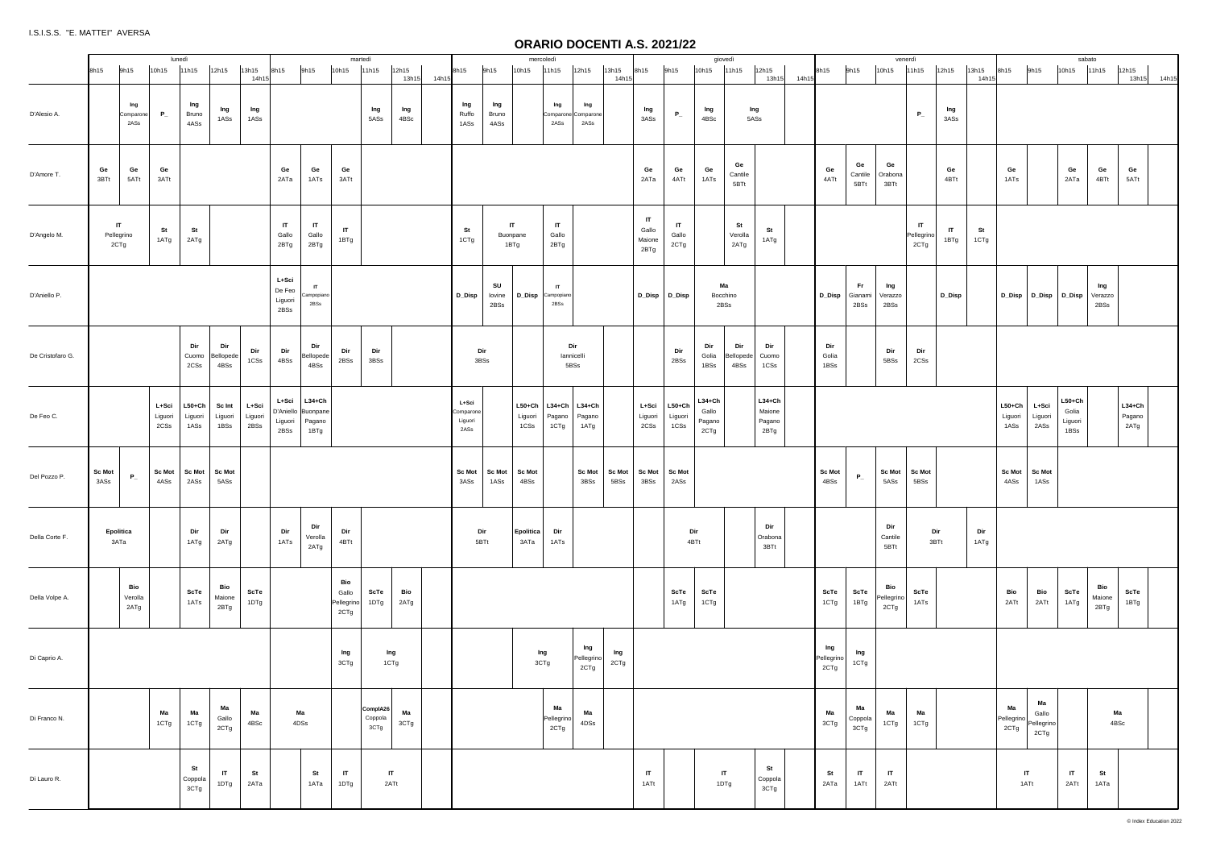I.S.I.S.S. "E. MATTEI" AVERSA

# ORARIO DOCENTI A.S. 2021/22

| | lunedì | | | | | | martedì | | | | | | mercoledì | | | | | | giovedì | | | | | | venerdì | | | | | | sabato | | | | | |
|---|---|---|---|---|---|---|---|---|---|---|---|---|---|---|---|---|---|---|---|---|---|---|---|---|---|---|---|---|---|---|---|---|---|---|---|---|
| | 8h15 | 9h15 | 10h15 | 11h15 | 12h15 | 13h15 14h15 | 8h15 | 9h15 | 10h15 | 11h15 | 12h15 13h15 | 14h15 | 8h15 | 9h15 | 10h15 | 11h15 | 12h15 | 13h15 14h15 | 8h15 | 9h15 | 10h15 | 11h15 | 12h15 13h15 | 14h15 | 8h15 | 9h15 | 10h15 | 11h15 | 12h15 | 13h15 14h15 | 8h15 | 9h15 | 10h15 | 11h15 | 12h15 13h15 | 14h15 |
| D'Alesio A. | | Ing Comparone 2ASs | P_ | Ing Bruno 4ASs | Ing 1ASs | Ing 1ASs | | | | Ing 5ASs | Ing 4BSc | | Ing Ruffo 1ASs | Ing Bruno 4ASs | | Ing Comparone 2ASs | Ing Comparone 2ASs | | Ing 3ASs | P_ | Ing 4BSc | Ing 5ASs | | | | | | P_ | Ing 3ASs | | | | | | | |
| D'Amore T. | Ge 3BTt | Ge 5ATt | Ge 3ATt | | | | Ge 2ATa | Ge 1ATs | Ge 3ATt | | | | | | | | | | Ge 2ATa | Ge 4ATt | Ge 1ATs | Ge Cantile 5BTt | | | Ge 4ATt | Ge Cantile 5BTt | Ge Orabona 3BTt | | Ge 4BTt | | Ge 1ATs | | Ge 2ATa | Ge 4BTt | Ge 5ATt | |
| D'Angelo M. | IT Pellegrino 2CTg | | St 1ATg | St 2ATg | | | IT Gallo 2BTg | IT Gallo 2BTg | IT 1BTg | | | | St 1CTg | IT Buonpane 1BTg | | IT Gallo 2BTg | | | IT Gallo Maione 2BTg | IT Gallo 2CTg | | St Verolla 2ATg | St 1ATg | | | | | IT Pellegrino 2CTg | IT 1BTg | St 1CTg | | | | | | |
| D'Aniello P. | | | | | | | L+Sci De Feo Liguori 2BSs | IT Campopiano 2BSs | | | | | D_Disp | SU Iovine 2BSs | D_Disp | IT Campopiano 2BSs | | | D_Disp | D_Disp | Ma Bocchino 2BSs | | | | D_Disp | Fr Gianami 2BSs | Ing Verazzo 2BSs | | D_Disp | | D_Disp | D_Disp | D_Disp | Ing Verazzo 2BSs | | |
| De Cristofaro G. | | | | Dir Cuomo 2CSs | Dir Bellopede 4BSs | Dir 1CSs | Dir 4BSs | Dir Bellopede 4BSs | Dir 2BSs | Dir 3BSs | | | Dir 3BSs | | | Dir Iannicelli 5BSs | | | | Dir 2BSs | Dir Golia 1BSs | Dir Bellopede 4BSs | Dir Cuomo 1CSs | | Dir Golia 1BSs | | Dir 5BSs | Dir 2CSs | | | | | | | | |
| De Feo C. | | | L+Sci Liguori 2CSs | L50+Ch Liguori 1ASs | Sc Int Liguori 1BSs | L+Sci Liguori 2BSs | L+Sci D'Aniello Liguori 2BSs | L34+Ch Buonpane Pagano 1BTg | | | | | L+Sci Comparone Liguori 2ASs | | L50+Ch Liguori 1CSs | L34+Ch Pagano 1CTg | L34+Ch Pagano 1ATg | | L+Sci Liguori 2CSs | L50+Ch Liguori 1CSs | L34+Ch Gallo Pagano 2CTg | | L34+Ch Maione Pagano 2BTg | | | | | | | | L50+Ch Liguori 1ASs | L+Sci Liguori 2ASs | L50+Ch Golia Liguori 1BSs | | L34+Ch Pagano 2ATg | |
| Del Pozzo P. | Sc Mot 3ASs | P_ | Sc Mot 4ASs | Sc Mot 2ASs | Sc Mot 5ASs | | | | | | | | Sc Mot 3ASs | Sc Mot 1ASs | Sc Mot 4BSs | | Sc Mot 3BSs | Sc Mot 5BSs | Sc Mot 3BSs | Sc Mot 2ASs | | | | | Sc Mot 4BSs | P_ | Sc Mot 5ASs | Sc Mot 5BSs | | | Sc Mot 4ASs | Sc Mot 1ASs | | | | |
| Della Corte F. | Epolitica 3ATa | | | Dir 1ATg | Dir 2ATg | | Dir 1ATs | Dir Verolla 2ATg | Dir 4BTt | | | | Dir 5BTt | | Epolitica 3ATa | Dir 1ATs | | | | Dir 4BTt | | | Dir Orabona 3BTt | | | | Dir Cantile 5BTt | Dir 3BTt | | Dir 1ATg | | | | | | |
| Della Volpe A. | | Bio Verolla 2ATg | | ScTe 1ATs | Bio Maione 2BTg | ScTe 1DTg | | | Bio Gallo Pellegrino 2CTg | ScTe 1DTg | Bio 2ATg | | | | | | | | | ScTe 1ATg | ScTe 1CTg | | | | ScTe 1CTg | ScTe 1BTg | Bio Pellegrino 2CTg | ScTe 1ATs | | | Bio 2ATt | Bio 2ATt | ScTe 1ATg | Bio Maione 2BTg | ScTe 1BTg | |
| Di Caprio A. | | | | | | | | | Ing 3CTg | Ing 1CTg | | | | | | Ing 3CTg | Ing Pellegrino 2CTg | Ing 2CTg | | | | | | | Ing Pellegrino 2CTg | Ing 1CTg | | | | | | | | | | |
| Di Franco N. | | | Ma 1CTg | Ma 1CTg | Ma Gallo 2CTg | Ma 4BSc | Ma 4DSs | | | ComplA26 Coppola 3CTg | Ma 3CTg | | | | | Ma Pellegrino 2CTg | Ma 4DSs | | | | | | | | Ma 3CTg | Ma Coppola 3CTg | Ma 1CTg | Ma 1CTg | | | Ma Pellegrino 2CTg | Ma Gallo Pellegrino 2CTg | | Ma 4BSc | | |
| Di Lauro R. | | | | St Coppola 3CTg | IT 1DTg | St 2ATa | | St 1ATa | IT 1DTg | IT 2ATt | | | | | | | | | IT 1ATt | | IT 1DTg | | St Coppola 3CTg | | St 2ATa | IT 1ATt | IT 2ATt | | | | IT 1ATt | | IT 2ATt | St 1ATa | | |

© Index Education 2022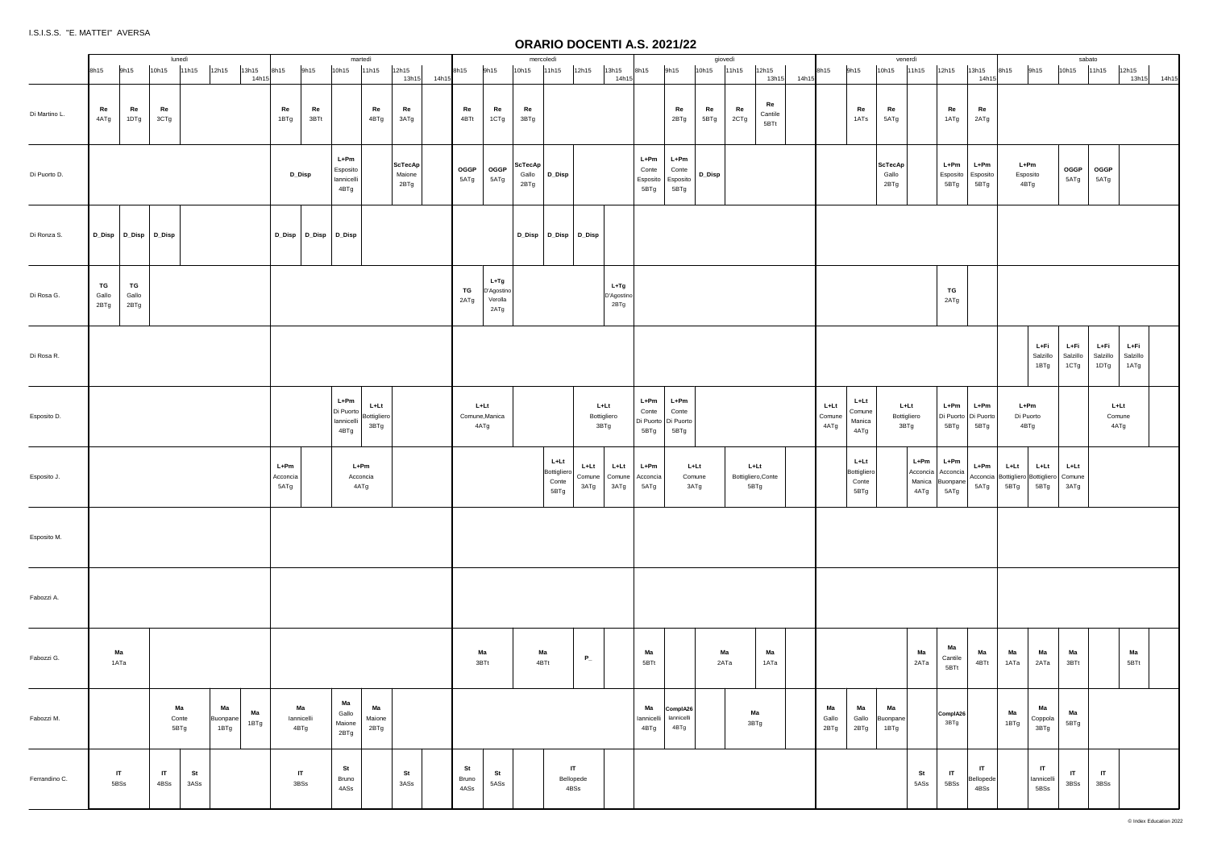I.S.I.S.S. "E. MATTEI" AVERSA

# ORARIO DOCENTI A.S. 2021/22

| | lunedì | | | | | | martedì | | | | | | mercoledì | | | | | | giovedì | | | | | | venerdì | | | | | | sabato | | | | | |
|---|---|---|---|---|---|---|---|---|---|---|---|---|---|---|---|---|---|---|---|---|---|---|---|---|---|---|---|---|---|---|---|---|---|---|---|---|
| | 8h15 | 9h15 | 10h15 | 11h15 | 12h15 | 13h15 14h15 | 8h15 | 9h15 | 10h15 | 11h15 | 12h15 13h15 | 14h15 | 8h15 | 9h15 | 10h15 | 11h15 | 12h15 | 13h15 14h15 | 8h15 | 9h15 | 10h15 | 11h15 | 12h15 13h15 | 14h15 | 8h15 | 9h15 | 10h15 | 11h15 | 12h15 | 13h15 14h15 | 8h15 | 9h15 | 10h15 | 11h15 | 12h15 13h15 | 14h15 |
| Di Martino L. | **Re** 4ATg | **Re** 1DTg | **Re** 3CTg | | | | **Re** 1BTg | **Re** 3BTt | | **Re** 4BTg | **Re** 3ATg | | **Re** 4BTt | **Re** 1CTg | **Re** 3BTg | | | | | **Re** 2BTg | **Re** 5BTg | **Re** 2CTg | **Re** Cantile 5BTt | | | **Re** 1ATs | **Re** 5ATg | | **Re** 1ATg | **Re** 2ATg | | | | | | |
| Di Puorto D. | | | | | | | **D_Disp** | | **L+Pm** Esposito Iannicelli 4BTg | | **ScTecAp** Maione 2BTg | | **OGGP** 5ATg | **OGGP** 5ATg | **ScTecAp** Gallo 2BTg | **D_Disp** | | | **L+Pm** Conte Esposito 5BTg | **L+Pm** Conte Esposito 5BTg | **D_Disp** | | | | | | **ScTecAp** Gallo 2BTg | | **L+Pm** Esposito 5BTg | **L+Pm** Esposito 5BTg | **L+Pm** Esposito 4BTg | | **OGGP** 5ATg | **OGGP** 5ATg | | |
| Di Ronza S. | **D_Disp** | **D_Disp** | **D_Disp** | | | | **D_Disp** | **D_Disp** | **D_Disp** | | | | | | **D_Disp** | **D_Disp** | **D_Disp** | | | | | | | | | | | | | | | | | | | |
| Di Rosa G. | **TG** Gallo 2BTg | **TG** Gallo 2BTg | | | | | | | | | | | **TG** 2ATg | **L+Tg** D'Agostino Verolla 2ATg | | | | **L+Tg** D'Agostino 2BTg | | | | | | | | | | | **TG** 2ATg | | | | | | | |
| Di Rosa R. | | | | | | | | | | | | | | | | | | | | | | | | | | | | | | | | **L+Fi** Salzillo 1BTg | **L+Fi** Salzillo 1CTg | **L+Fi** Salzillo 1DTg | **L+Fi** Salzillo 1ATg | |
| Esposito D. | | | | | | | | | **L+Pm** Di Puorto Iannicelli 4BTg | **L+Lt** Bottigliero 3BTg | | | **L+Lt** Comune,Manica 4ATg | | | | **L+Lt** Bottigliero 3BTg | | **L+Pm** Conte Di Puorto 5BTg | **L+Pm** Conte Di Puorto 5BTg | | | | | **L+Lt** Comune 4ATg | **L+Lt** Comune Manica 4ATg | **L+Lt** Bottigliero 3BTg | | **L+Pm** Di Puorto 5BTg | **L+Pm** Di Puorto 5BTg | **L+Pm** Di Puorto 4BTg | | | **L+Lt** Comune 4ATg | | |
| Esposito J. | | | | | | | **L+Pm** Acconcia 5ATg | | **L+Pm** Acconcia 4ATg | | | | | | | **L+Lt** Bottigliero Conte 5BTg | **L+Lt** Comune 3ATg | **L+Lt** Comune 3ATg | **L+Pm** Acconcia 5ATg | **L+Lt** Comune 3ATg | | **L+Lt** Bottigliero,Conte 5BTg | | | | **L+Lt** Bottigliero Conte 5BTg | | **L+Pm** Acconcia Manica 4ATg | **L+Pm** Acconcia Buonpane 5ATg | **L+Pm** Acconcia 5ATg | **L+Lt** Bottigliero 5BTg | **L+Lt** Bottigliero 5BTg | **L+Lt** Comune 3ATg | | | |
| Esposito M. | | | | | | | | | | | | | | | | | | | | | | | | | | | | | | | | | | | | |
| Fabozzi A. | | | | | | | | | | | | | | | | | | | | | | | | | | | | | | | | | | | | |
| Fabozzi G. | **Ma** 1ATa | | | | | | | | | | | | **Ma** 3BTt | | **Ma** 4BTt | | **P_** | | **Ma** 5BTt | | **Ma** 2ATa | | **Ma** 1ATa | | | | | **Ma** 2ATa | **Ma** Cantile 5BTt | **Ma** 4BTt | **Ma** 1ATa | **Ma** 2ATa | **Ma** 3BTt | | **Ma** 5BTt | |
| Fabozzi M. | | | **Ma** Conte 5BTg | | **Ma** Buonpane 1BTg | **Ma** 1BTg | **Ma** Iannicelli 4BTg | | **Ma** Gallo Maione 2BTg | **Ma** Maione 2BTg | | | | | | | | | **Ma** Iannicelli 4BTg | **ComplA26** Iannicelli 4BTg | | **Ma** 3BTg | | | **Ma** Gallo 2BTg | **Ma** Gallo 2BTg | **Ma** Buonpane 1BTg | | **ComplA26** 3BTg | | **Ma** 1BTg | **Ma** Coppola 3BTg | **Ma** 5BTg | | | |
| Ferrandino C. | **IT** 5BSs | | **IT** 4BSs | **St** 3ASs | | | **IT** 3BSs | | **St** Bruno 4ASs | | **St** 3ASs | | **St** Bruno 4ASs | **St** 5ASs | | **IT** Bellopede 4BSs | | | | | | | | | | | | **St** 5ASs | **IT** 5BSs | **IT** Bellopede 4BSs | | **IT** Iannicelli 5BSs | **IT** 3BSs | **IT** 3BSs | | |

© Index Education 2022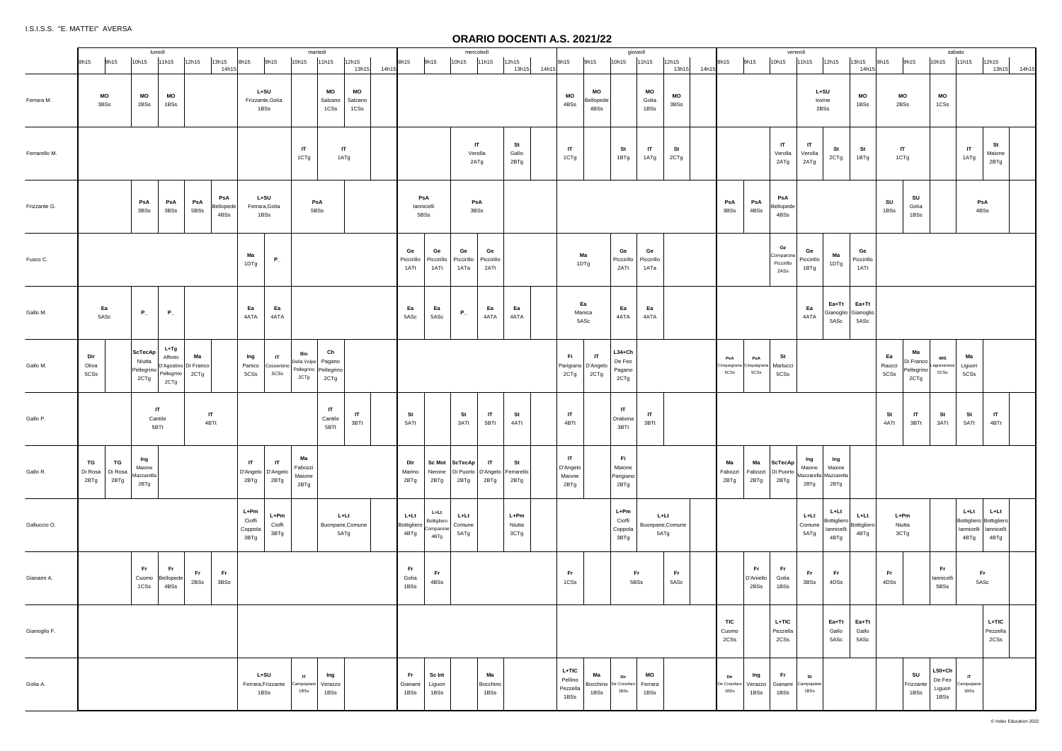I.S.I.S.S. "E. MATTEI" AVERSA

# ORARIO DOCENTI A.S. 2021/22

| Docente | lunedì 8h15 | lunedì 9h15 | lunedì 10h15 | lunedì 11h15 | lunedì 12h15 | lunedì 13h15 | martedì 8h15 | martedì 9h15 | martedì 10h15 | martedì 11h15 | martedì 12h15 | martedì 13h15 | mercoledì 8h15 | mercoledì 9h15 | mercoledì 10h15 | mercoledì 11h15 | mercoledì 12h15 | mercoledì 13h15 | giovedì 8h15 | giovedì 9h15 | giovedì 10h15 | giovedì 11h15 | giovedì 12h15 | giovedì 13h15 | venerdì 8h15 | venerdì 9h15 | venerdì 10h15 | venerdì 11h15 | venerdì 12h15 | venerdì 13h15 | sabato 8h15 | sabato 9h15 | sabato 10h15 | sabato 11h15 | sabato 12h15 | sabato 13h15 |
|---|---|---|---|---|---|---|---|---|---|---|---|---|---|---|---|---|---|---|---|---|---|---|---|---|---|---|---|---|---|---|---|---|---|---|---|---|
| Ferrara M. | MO 3BSs | MO 3BSs | MO 2BSs | MO 1BSs | | | L+SU Frizzante,Golia 1BSs | L+SU Frizzante,Golia 1BSs | | MO Salzano 1CSs | MO Salzano 1CSs | | | | | | | | MO 4BSs | MO Bellopede 4BSs | | MO Golia 1BSs | MO 3BSs | | | | | L+SU Iovine 2BSs | L+SU Iovine 2BSs | MO 1BSs | MO 2BSs | MO 2BSs | MO 1CSs | | | |
| Ferrarello M. | | | | | | | | | IT 1CTg | IT 1ATg | IT 1ATg | | | | IT Verolla 2ATg | IT Verolla 2ATg | St Gallo 2BTg | | IT 1CTg | | St 1BTg | IT 1ATg | St 2CTg | | | | IT Verolla 2ATg | IT Verolla 2ATg | St 2CTg | St 1BTg | IT 1CTg | IT 1CTg | | IT 1ATg | St Maione 2BTg | |
| Frizzante G. | | | PsA 3BSs | PsA 3BSs | PsA 5BSs | PsA Bellopede 4BSs | L+SU Ferrara,Golia 1BSs | L+SU Ferrara,Golia 1BSs | PsA 5BSs | PsA 5BSs | | | PsA Iannicelli 5BSs | PsA Iannicelli 5BSs | PsA 3BSs | PsA 3BSs | | | | | | | | | PsA 3BSs | PsA 4BSs | PsA Bellopede 4BSs | | | | SU 1BSs | SU Golia 1BSs | | PsA 4BSs | PsA 4BSs | |
| Fusco C. | | | | | | | Ma 1DTg | P_ | | | | | Ge Piccirillo 1ATt | Ge Piccirillo 1ATt | Ge Piccirillo 1ATa | Ge Piccirillo 2ATt | | | Ma 1DTg | Ma 1DTg | Ge Piccirillo 2ATt | Ge Piccirillo 1ATa | | | | | Ge Comparone Piccirillo 2ASs | Ge Piccirillo 1BTg | Ma 1DTg | Ge Piccirillo 1ATt | | | | | | |
| Gallo M. | Ea 5ASc | Ea 5ASc | P_ | P_ | | | Ea 4ATA | Ea 4ATA | | | | | Ea 5ASc | Ea 5ASc | P_ | Ea 4ATA | Ea 4ATA | | Ea Manica 5ASc | Ea Manica 5ASc | Ea 4ATA | Ea 4ATA | | | | | | Ea 4ATA | Ea+Tt Gianoglio 5ASc | Ea+Tt Gianoglio 5ASc | | | | | | |
| Gallo M. | Dir Oliva 5CSs | | ScTecAp Niutta Pellegrino 2CTg | L+Tg Affinito D'Agostino Pellegrino 2CTg | Ma Di Franco 2CTg | | Ing Panico 5CSs | IT Cossentino 5CSs | Bio Della Volpe Pellegrino 2CTg | Ch Pagano Pellegrino 2CTg | | | | | | | | | Fi Parigiano 2CTg | IT D'Angelo 2CTg | L34+Ch De Feo Pagano 2CTg | | | | PsA Cinquegrana 5CSs | PsA Cinquegrana 5CSs | St Martucci 5CSs | | | | Ea Raucci 5CSs | Ma Di Franco Pellegrino 2CTg | IMS Lagravanese 5CSs | Ma Liguori 5CSs | | |
| Gallo P. | | | IT Cantile 5BTt | IT Cantile 5BTt | IT 4BTt | IT 4BTt | | | | IT Cantile 5BTt | IT 3BTt | | St 5ATt | | St 3ATt | IT 5BTt | St 4ATt | | IT 4BTt | | IT Orabona 3BTt | IT 3BTt | | | | | | | | | St 4ATt | IT 3BTt | St 3ATt | St 5ATt | IT 4BTt | |
| Gallo R. | TG Di Rosa 2BTg | TG Di Rosa 2BTg | Ing Maione Mazzarella 2BTg | | | | IT D'Angelo 2BTg | IT D'Angelo 2BTg | Ma Fabozzi Maione 2BTg | | | | Dir Marino 2BTg | Sc Mot Nerone 2BTg | ScTecAp Di Puorto 2BTg | IT D'Angelo 2BTg | St Ferrarello 2BTg | | IT D'Angelo Maione 2BTg | | Fi Maione Parigiano 2BTg | | | | Ma Fabozzi 2BTg | Ma Fabozzi 2BTg | ScTecAp Di Puorto 2BTg | Ing Maione Mazzarella 2BTg | Ing Maione Mazzarella 2BTg | | | | | | | |
| Galluccio O. | | | | | | | L+Pm Cioffi Coppola 3BTg | L+Pm Cioffi 3BTg | | L+Lt Buonpane,Comune 5ATg | L+Lt Buonpane,Comune 5ATg | | L+Lt Bottigliero 4BTg | L+Lt Bottigliero Comparone 4BTg | L+Lt Comune 5ATg | | L+Pm Niutta 3CTg | | | | L+Pm Cioffi Coppola 3BTg | L+Lt Buonpane,Comune 5ATg | L+Lt Buonpane,Comune 5ATg | | | | | L+Lt Comune 5ATg | L+Lt Bottigliero Iannicelli 4BTg | L+Lt Bottigliero 4BTg | L+Pm Niutta 3CTg | L+Pm Niutta 3CTg | | L+Lt Bottigliero Iannicelli 4BTg | L+Lt Bottigliero Iannicelli 4BTg | |
| Gianami A. | | | Fr Cuomo 1CSs | Fr Bellopede 4BSs | Fr 2BSs | Fr 3BSs | | | | | | | Fr Golia 1BSs | Fr 4BSs | | | | | Fr 1CSs | | Fr 5BSs | Fr 5BSs | Fr 5ASc | | | Fr D'Aniello 2BSs | Fr Golia 1BSs | Fr 3BSs | Fr 4DSs | | Fr 4DSs | | Fr Iannicelli 5BSs | Fr 5ASc | Fr 5ASc | |
| Gianoglio F. | | | | | | | | | | | | | | | | | | | | | | | | | TIC Cuomo 2CSs | | L+TIC Pezzella 2CSs | | Ea+Tt Gallo 5ASc | Ea+Tt Gallo 5ASc | | | | | L+TIC Pezzella 2CSs | |
| Golia A. | | | | | | | L+SU Ferrara,Frizzante 1BSs | L+SU Ferrara,Frizzante 1BSs | IT Campopiano 1BSs | Ing Verazzo 1BSs | | | Fr Gianami 1BSs | Sc Int Liguori 1BSs | | Ma Bocchino 1BSs | | | L+TIC Pellino Pezzella 1BSs | Ma Bocchino 1BSs | Dir De Cristofaro 1BSs | MO Ferrara 1BSs | | | Dir De Cristofaro 1BSs | Ing Verazzo 1BSs | Fr Gianami 1BSs | St Campopiano 1BSs | | | | SU Frizzante 1BSs | L50+Ch De Feo Liguori 1BSs | IT Campopiano 1BSs | | |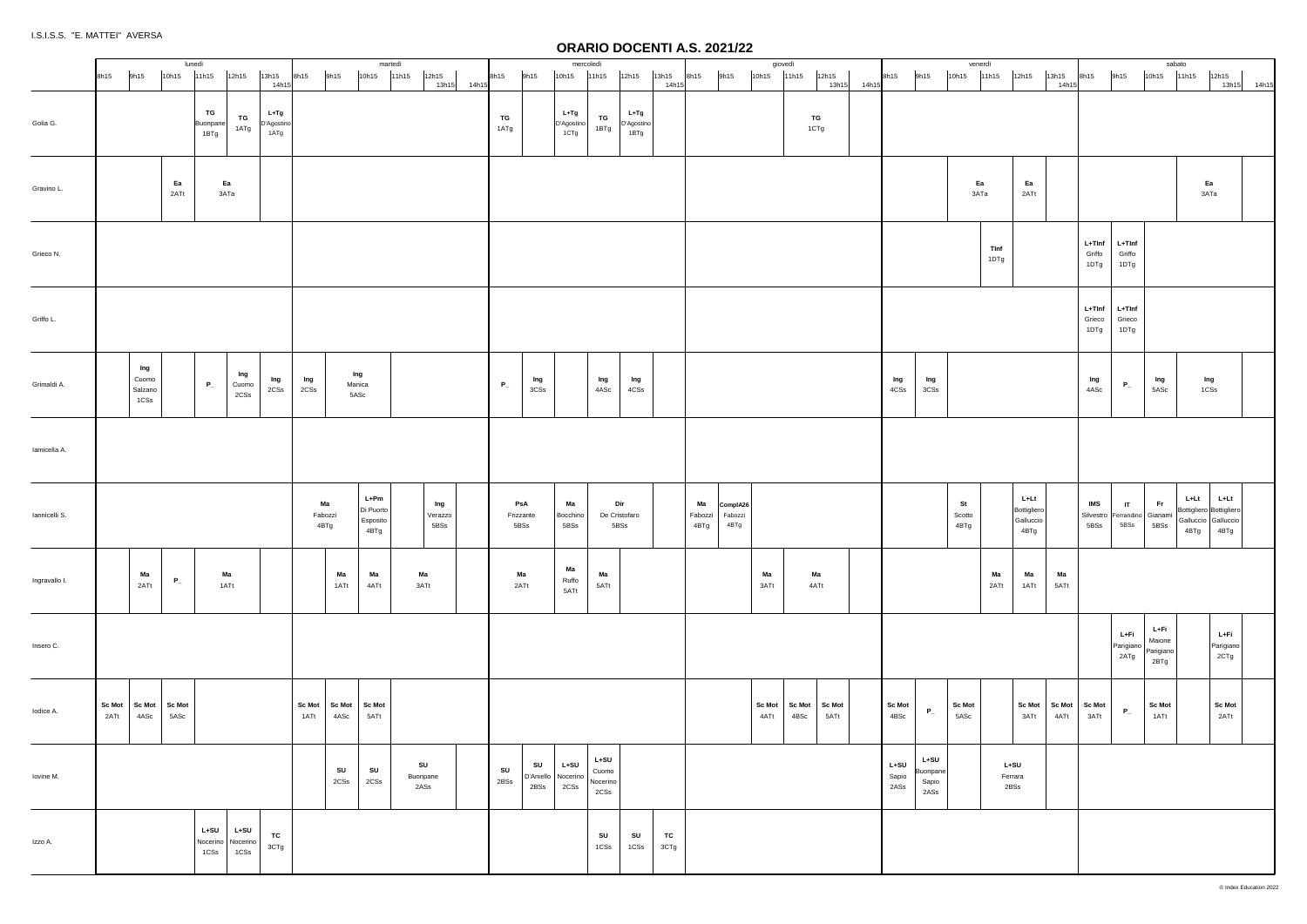I.S.I.S.S. "E. MATTEI" AVERSA

# ORARIO DOCENTI A.S. 2021/22

| | lunedì | | | | | | martedì | | | | | | mercoledì | | | | | | giovedì | | | | | | venerdì | | | | | | sabato | | | | | |
|---|---|---|---|---|---|---|---|---|---|---|---|---|---|---|---|---|---|---|---|---|---|---|---|---|---|---|---|---|---|---|---|---|---|---|---|---|
| | 8h15 | 9h15 | 10h15 | 11h15 | 12h15 | 13h15 | 8h15 | 9h15 | 10h15 | 11h15 | 12h15 | 13h15 | 8h15 | 9h15 | 10h15 | 11h15 | 12h15 | 13h15 | 8h15 | 9h15 | 10h15 | 11h15 | 12h15 | 13h15 | 8h15 | 9h15 | 10h15 | 11h15 | 12h15 | 13h15 | 8h15 | 9h15 | 10h15 | 11h15 | 12h15 | 13h15 |
| Golia G. | | | | TG Buonpane 1BTg | TG 1ATg | L+Tg D'Agostino 1ATg | | | | | | | TG 1ATg | | L+Tg D'Agostino 1CTg | TG 1BTg | L+Tg D'Agostino 1BTg | | | | | TG 1CTg | | | | | | | | | | | | | | |
| Gravino L. | | | Ea 2ATt | Ea 3ATa | | | | | | | | | | | | | | | | | | | | | | | Ea 3ATa | | Ea 2ATt | | | | | Ea 3ATa | | |
| Grieco N. | | | | | | | | | | | | | | | | | | | | | | | | | | | | TInf 1DTg | | | L+TInf Griffo 1DTg | L+TInf Griffo 1DTg | | | | |
| Griffo L. | | | | | | | | | | | | | | | | | | | | | | | | | | | | | | | L+TInf Grieco 1DTg | L+TInf Grieco 1DTg | | | | |
| Grimaldi A. | | Ing Cuomo Salzano 1CSs | | P_ | Ing Cuomo 2CSs | Ing 2CSs | Ing 2CSs | Ing Manica 5ASc | | | | | P_ | Ing 3CSs | | Ing 4ASc | Ing 4CSs | | | | | | | | Ing 4CSs | Ing 3CSs | | | | | Ing 4ASc | P_ | Ing 5ASc | Ing 1CSs | | |
| Iamicella A. | | | | | | | | | | | | | | | | | | | | | | | | | | | | | | | | | | | | |
| Iannicelli S. | | | | | | | Ma Fabozzi 4BTg | | L+Pm Di Puorto Esposito 4BTg | | Ing Verazzo 5BSs | | PsA Frizzante 5BSs | | Ma Bocchino 5BSs | Dir De Cristofaro 5BSs | | | Ma Fabozzi 4BTg | ComplA26 Fabozzi 4BTg | | | | | | | St Scotto 4BTg | | L+Lt Bottigliero Galluccio 4BTg | | IMS Silvestro 5BSs | IT Ferrandino 5BSs | Fr Gianami 5BSs | L+Lt Bottigliero Galluccio 4BTg | L+Lt Bottigliero Galluccio 4BTg | |
| Ingravallo I. | | Ma 2ATt | P_ | Ma 1ATt | | | | Ma 1ATt | Ma 4ATt | Ma 3ATt | | | Ma 2ATt | | Ma Ruffo 5ATt | Ma 5ATt | | | | | Ma 3ATt | Ma 4ATt | | | | | | Ma 2ATt | Ma 1ATt | Ma 5ATt | | | | | | |
| Insero C. | | | | | | | | | | | | | | | | | | | | | | | | | | | | | | | | L+Fi Parigiano 2ATg | L+Fi Maione Parigiano 2BTg | | L+Fi Parigiano 2CTg | |
| Iodice A. | Sc Mot 2ATt | Sc Mot 4ASc | Sc Mot 5ASc | | | | Sc Mot 1ATt | Sc Mot 4ASc | Sc Mot 5ATt | | | | | | | | | | | | Sc Mot 4ATt | Sc Mot 4BSc | Sc Mot 5ATt | | Sc Mot 4BSc | P_ | Sc Mot 5ASc | | Sc Mot 3ATt | Sc Mot 4ATt | Sc Mot 3ATt | P_ | Sc Mot 1ATt | | Sc Mot 2ATt | |
| Iovine M. | | | | | | | | SU 2CSs | SU 2CSs | SU Buonpane 2ASs | | | SU 2BSs | SU D'Aniello 2BSs | L+SU Nocerino 2CSs | L+SU Cuomo Nocerino 2CSs | | | | | | | | | L+SU Sapio 2ASs | L+SU Buonpane Sapio 2ASs | | L+SU Ferrara 2BSs | | | | | | | | |
| Izzo A. | | | | L+SU Nocerino 1CSs | L+SU Nocerino 1CSs | TC 3CTg | | | | | | | | | | SU 1CSs | SU 1CSs | TC 3CTg | | | | | | | | | | | | | | | | | | |

© Index Education 2022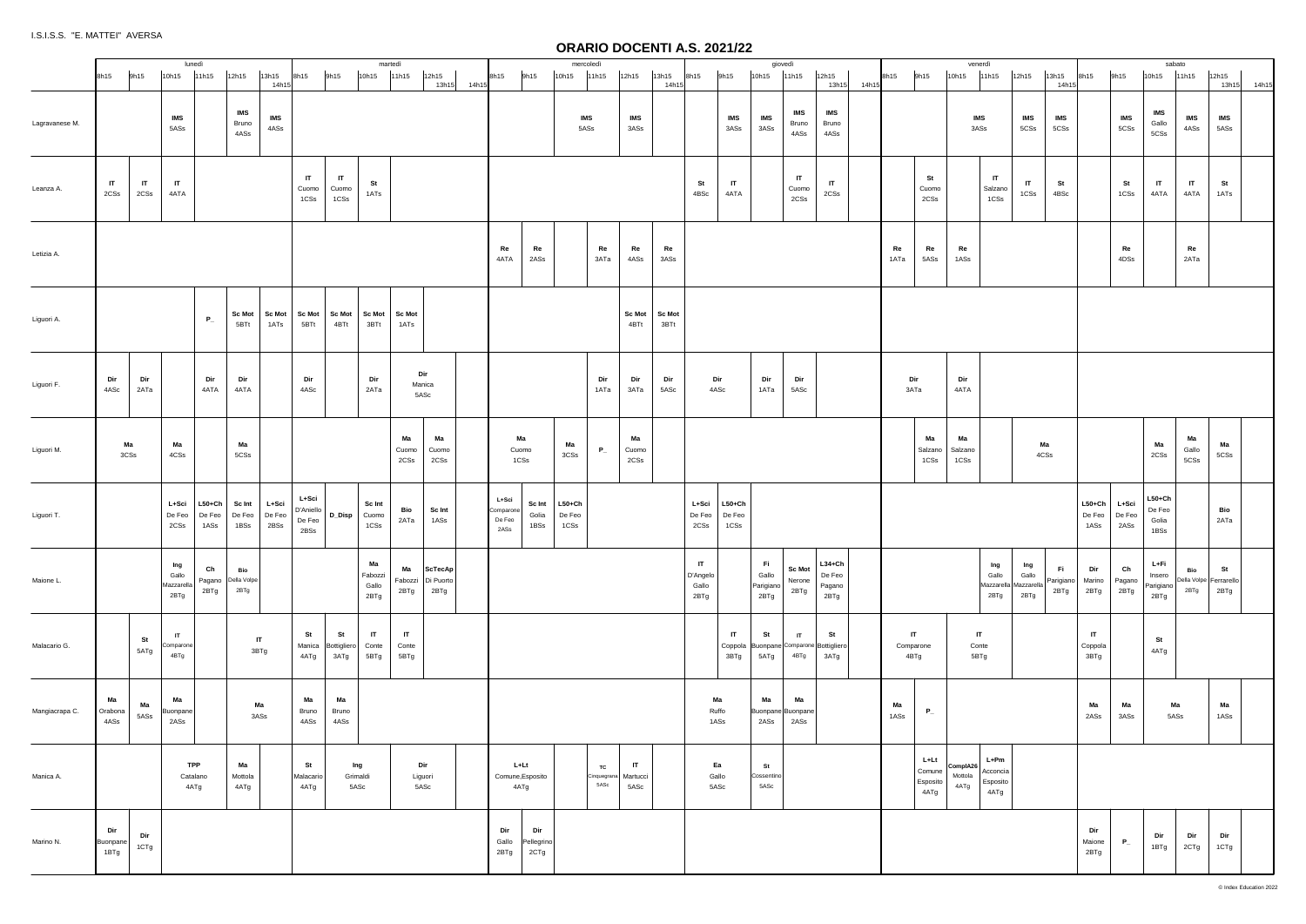I.S.I.S.S. "E. MATTEI" AVERSA

# ORARIO DOCENTI A.S. 2021/22

| | lunedì | | | | | | martedì | | | | | | mercoledì | | | | | | giovedì | | | | | | venerdì | | | | | | sabato | | | | |
|---|---|---|---|---|---|---|---|---|---|---|---|---|---|---|---|---|---|---|---|---|---|---|---|---|---|---|---|---|---|---|---|---|---|---|---|
| | 8h15 | 9h15 | 10h15 | 11h15 | 12h15 | 13h15 | 8h15 | 9h15 | 10h15 | 11h15 | 12h15 | 13h15 | 8h15 | 9h15 | 10h15 | 11h15 | 12h15 | 13h15 | 8h15 | 9h15 | 10h15 | 11h15 | 12h15 | 13h15 | 8h15 | 9h15 | 10h15 | 11h15 | 12h15 | 13h15 | 8h15 | 9h15 | 10h15 | 11h15 | 12h15 |
| Lagravanese M. | | | **IMS** 5ASs | | **IMS** Bruno 4ASs | **IMS** 4ASs | | | | | | | | | | **IMS** 5ASs | **IMS** 3ASs | | | **IMS** 3ASs | **IMS** 3ASs | **IMS** Bruno 4ASs | **IMS** Bruno 4ASs | | | | | **IMS** 3ASs | **IMS** 5CSs | **IMS** 5CSs | | **IMS** 5CSs | **IMS** Gallo 5CSs | **IMS** 4ASs | **IMS** 5ASs |
| Leanza A. | **IT** 2CSs | **IT** 2CSs | **IT** 4ATA | | | | **IT** Cuomo 1CSs | **IT** Cuomo 1CSs | **St** 1ATs | | | | | | | | | | **St** 4BSc | **IT** 4ATA | | **IT** Cuomo 2CSs | **IT** 2CSs | | | **St** Cuomo 2CSs | | **IT** Salzano 1CSs | **IT** 1CSs | **St** 4BSc | | **St** 1CSs | **IT** 4ATA | **IT** 4ATA | **St** 1ATs |
| Letizia A. | | | | | | | | | | | | | **Re** 4ATA | **Re** 2ASs | | **Re** 3ATa | **Re** 4ASs | **Re** 3ASs | | | | | | | **Re** 1ATa | **Re** 5ASs | **Re** 1ASs | | | | | **Re** 4DSs | | **Re** 2ATa | |
| Liguori A. | | | | **P_** | **Sc Mot** 5BTt | **Sc Mot** 1ATs | **Sc Mot** 5BTt | **Sc Mot** 4BTt | **Sc Mot** 3BTt | **Sc Mot** 1ATs | | | | | | | **Sc Mot** 4BTt | **Sc Mot** 3BTt | | | | | | | | | | | | | | | | | |
| Liguori F. | **Dir** 4ASc | **Dir** 2ATa | | **Dir** 4ATA | **Dir** 4ATA | | **Dir** 4ASc | | **Dir** 2ATa | **Dir** Manica 5ASc | | | | | | **Dir** 1ATa | **Dir** 3ATa | **Dir** 5ASc | **Dir** 4ASc | | **Dir** 1ATa | **Dir** 5ASc | | | **Dir** 3ATa | | **Dir** 4ATA | | | | | | | | |
| Liguori M. | **Ma** 3CSs | | **Ma** 4CSs | | **Ma** 5CSs | | | | | **Ma** Cuomo 2CSs | **Ma** Cuomo 2CSs | | **Ma** Cuomo 1CSs | | **Ma** 3CSs | **P_** | **Ma** Cuomo 2CSs | | | | | | | | | **Ma** Salzano 1CSs | **Ma** Salzano 1CSs | | **Ma** 4CSs | | | | **Ma** 2CSs | **Ma** Gallo 5CSs | **Ma** 5CSs |
| Liguori T. | | | **L+Sci** De Feo 2CSs | **L50+Ch** De Feo 1ASs | **Sc Int** De Feo 1BSs | **L+Sci** De Feo 2BSs | **L+Sci** D'Aniello De Feo 2BSs | **D_Disp** | **Sc Int** Cuomo 1CSs | **Bio** 2ATa | **Sc Int** 1ASs | | **L+Sci** Comparone De Feo 2ASs | **Sc Int** Golia 1BSs | **L50+Ch** De Feo 1CSs | | | | **L+Sci** De Feo 2CSs | **L50+Ch** De Feo 1CSs | | | | | | | | | | | **L50+Ch** De Feo 1ASs | **L+Sci** De Feo 2ASs | **L50+Ch** De Feo Golia 1BSs | | **Bio** 2ATa |
| Maione L. | | | **Ing** Gallo Mazzarella 2BTg | **Ch** Pagano 2BTg | **Bio** Della Volpe 2BTg | | | | **Ma** Fabozzi Gallo 2BTg | **Ma** Fabozzi 2BTg | **ScTecAp** Di Puorto 2BTg | | | | | | | | **IT** D'Angelo Gallo 2BTg | | **Fi** Gallo Parigiano 2BTg | **Sc Mot** Nerone 2BTg | **L34+Ch** De Feo Pagano 2BTg | | | | | **Ing** Gallo Mazzarella 2BTg | **Ing** Gallo Mazzarella 2BTg | **Fi** Parigiano 2BTg | **Dir** Marino 2BTg | **Ch** Pagano 2BTg | **L+Fi** Insero Parigiano 2BTg | **Bio** Della Volpe 2BTg | **St** Ferrarello 2BTg |
| Malacario G. | | **St** 5ATg | **IT** Comparone 4BTg | | **IT** 3BTg | | **St** Manica 4ATg | **St** Bottigliero 3ATg | **IT** Conte 5BTg | **IT** Conte 5BTg | | | | | | | | | | **IT** Coppola 3BTg | **St** Buonpane 5ATg | **IT** Comparone 4BTg | **St** Bottigliero 3ATg | | **IT** Comparone 4BTg | | **IT** Conte 5BTg | | | | **IT** Coppola 3BTg | | **St** 4ATg | | |
| Mangiacrapa C. | **Ma** Orabona 4ASs | **Ma** 5ASs | **Ma** Buonpane 2ASs | | **Ma** 3ASs | | **Ma** Bruno 4ASs | **Ma** Bruno 4ASs | | | | | | | | | | | **Ma** Ruffo 1ASs | | **Ma** Buonpane 2ASs | **Ma** Buonpane 2ASs | | | **Ma** 1ASs | **P_** | | | | | **Ma** 2ASs | **Ma** 3ASs | **Ma** 5ASs | | **Ma** 1ASs |
| Manica A. | | | **TPP** Catalano 4ATg | | **Ma** Mottola 4ATg | | **St** Malacario 4ATg | **Ing** Grimaldi 5ASc | | **Dir** Liguori 5ASc | | | **L+Lt** Comune,Esposito 4ATg | | | **TC** Cinquegrana 5ASc | **IT** Martucci 5ASc | | **Ea** Gallo 5ASc | | **St** Cossentino 5ASc | | | | | **L+Lt** Comune Esposito 4ATg | **ComplA26** Mottola 4ATg | **L+Pm** Acconcia Esposito 4ATg | | | | | | | |
| Marino N. | **Dir** Buonpane 1BTg | **Dir** 1CTg | | | | | | | | | | | **Dir** Gallo 2BTg | **Dir** Pellegrino 2CTg | | | | | | | | | | | | | | | | | **Dir** Maione 2BTg | **P_** | **Dir** 1BTg | **Dir** 2CTg | **Dir** 1CTg |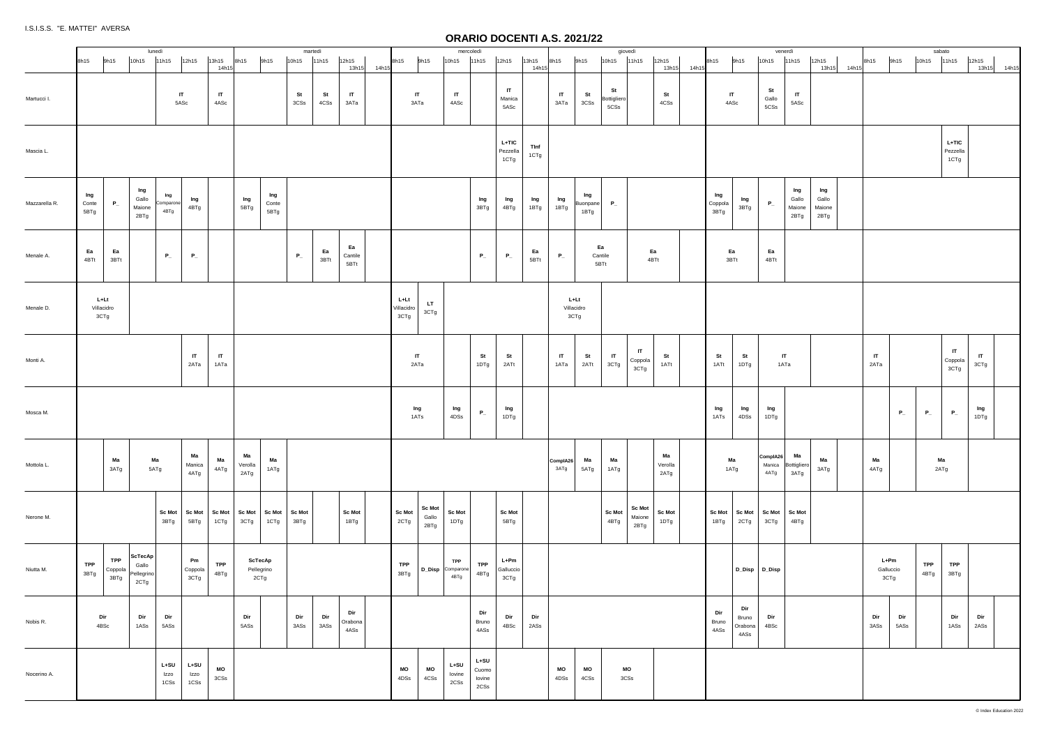I.S.I.S.S. "E. MATTEI" AVERSA

# ORARIO DOCENTI A.S. 2021/22

| | lunedì | | | | | | martedì | | | | | | mercoledì | | | | | | giovedì | | | | | | venerdì | | | | | | sabato | | | | | |
|---|---|---|---|---|---|---|---|---|---|---|---|---|---|---|---|---|---|---|---|---|---|---|---|---|---|---|---|---|---|---|---|---|---|---|---|---|
| | 8h15 | 9h15 | 10h15 | 11h15 | 12h15 | 13h15 14h15 | 8h15 | 9h15 | 10h15 | 11h15 | 12h15 13h15 | 14h15 | 8h15 | 9h15 | 10h15 | 11h15 | 12h15 | 13h15 14h15 | 8h15 | 9h15 | 10h15 | 11h15 | 12h15 13h15 | 14h15 | 8h15 | 9h15 | 10h15 | 11h15 | 12h15 13h15 | 14h15 | 8h15 | 9h15 | 10h15 | 11h15 | 12h15 13h15 | 14h15 |
| Martucci I. | | | | IT 5ASc | | IT 4ASc | | | St 3CSs | St 4CSs | IT 3ATa | | IT 3ATa | | IT 4ASc | | IT Manica 5ASc | | IT 3ATa | St 3CSs | St Bottigliero 5CSs | | St 4CSs | | IT 4ASc | | St Gallo 5CSs | IT 5ASc | | | | | | | | |
| Mascia L. | | | | | | | | | | | | | | | | | L+TIC Pezzella 1CTg | TInf 1CTg | | | | | | | | | | | | | | | | L+TIC Pezzella 1CTg | | |
| Mazzarella R. | Ing Conte 5BTg | P_ | Ing Gallo Maione 2BTg | Ing Comparone 4BTg | Ing 4BTg | | Ing 5BTg | Ing Conte 5BTg | | | | | | | | Ing 3BTg | Ing 4BTg | Ing 1BTg | Ing 1BTg | Ing Buonpane 1BTg | P_ | | | | Ing Coppola 3BTg | Ing 3BTg | P_ | Ing Gallo Maione 2BTg | Ing Gallo Maione 2BTg | | | | | | | |
| Menale A. | Ea 4BTt | Ea 3BTt | | P_ | P_ | | | | P_ | Ea 3BTt | Ea Cantile 5BTt | | | | | P_ | P_ | Ea 5BTt | P_ | Ea Cantile 5BTt | | Ea 4BTt | | | Ea 3BTt | | Ea 4BTt | | | | | | | | | |
| Menale D. | L+Lt Villacidro 3CTg | | | | | | | | | | | | L+Lt Villacidro 3CTg | LT 3CTg | | | | | L+Lt Villacidro 3CTg | | | | | | | | | | | | | | | | | |
| Monti A. | | | | | IT 2ATa | IT 1ATa | | | | | | | IT 2ATa | | | St 1DTg | St 2ATt | | IT 1ATa | St 2ATt | IT 3CTg | IT Coppola 3CTg | St 1ATt | | St 1ATt | St 1DTg | IT 1ATa | | | | IT 2ATa | | | IT Coppola 3CTg | IT 3CTg | |
| Mosca M. | | | | | | | | | | | | | Ing 1ATs | | Ing 4DSs | P_ | Ing 1DTg | | | | | | | | Ing 1ATs | Ing 4DSs | Ing 1DTg | | | | | P_ | P_ | P_ | Ing 1DTg | |
| Mottola L. | | Ma 3ATg | Ma 5ATg | | Ma Manica 4ATg | Ma 4ATg | Ma Verolla 2ATg | Ma 1ATg | | | | | | | | | | | ComplA26 3ATg | Ma 5ATg | Ma 1ATg | | Ma Verolla 2ATg | | Ma 1ATg | | ComplA26 Manica 4ATg | Ma Bottigliero 3ATg | Ma 3ATg | | Ma 4ATg | | Ma 2ATg | | | |
| Nerone M. | | | | Sc Mot 3BTg | Sc Mot 5BTg | Sc Mot 1CTg | Sc Mot 3CTg | Sc Mot 1CTg | Sc Mot 3BTg | | Sc Mot 1BTg | | Sc Mot 2CTg | Sc Mot Gallo 2BTg | Sc Mot 1DTg | | Sc Mot 5BTg | | | | Sc Mot 4BTg | Sc Mot Maione 2BTg | Sc Mot 1DTg | | Sc Mot 1BTg | Sc Mot 2CTg | Sc Mot 3CTg | Sc Mot 4BTg | | | | | | | | |
| Niutta M. | TPP 3BTg | TPP Coppola 3BTg | ScTecAp Gallo Pellegrino 2CTg | | Pm Coppola 3CTg | TPP 4BTg | ScTecAp Pellegrino 2CTg | | | | | | TPP 3BTg | D_Disp | TPP Comparone 4BTg | TPP 4BTg | L+Pm Galluccio 3CTg | | | | | | | | | D_Disp | D_Disp | | | | L+Pm Galluccio 3CTg | | TPP 4BTg | TPP 3BTg | | |
| Nobis R. | Dir 4BSc | | Dir 1ASs | Dir 5ASs | | | Dir 5ASs | | Dir 3ASs | Dir 3ASs | Dir Orabona 4ASs | | | | | Dir Bruno 4ASs | Dir 4BSc | Dir 2ASs | | | | | | | Dir Bruno 4ASs | Dir Bruno Orabona 4ASs | Dir 4BSc | | | | Dir 3ASs | Dir 5ASs | | Dir 1ASs | Dir 2ASs | |
| Nocerino A. | | | | L+SU Izzo 1CSs | L+SU Izzo 1CSs | MO 3CSs | | | | | | | MO 4DSs | MO 4CSs | L+SU Iovine 2CSs | L+SU Cuomo Iovine 2CSs | | | MO 4DSs | MO 4CSs | MO 3CSs | | | | | | | | | | | | | | | |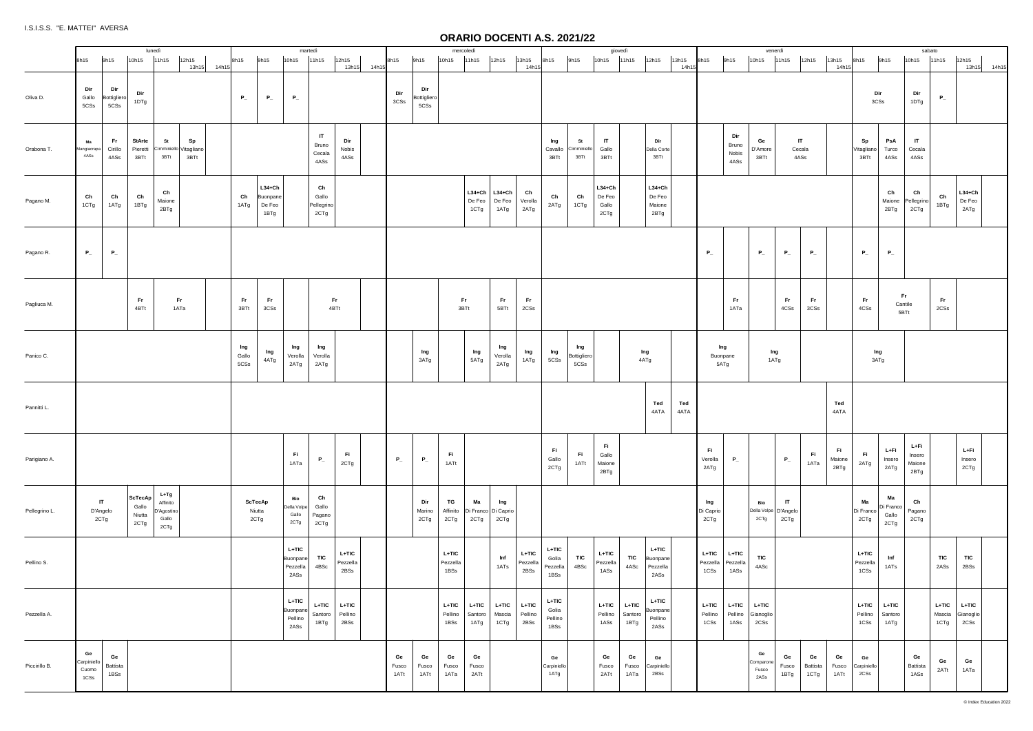I.S.I.S.S. "E. MATTEI" AVERSA

# ORARIO DOCENTI A.S. 2021/22

| | lunedì | | | | | | martedì | | | | | | mercoledì | | | | | | giovedì | | | | | | venerdì | | | | | | sabato | | | | | |
|---|---|---|---|---|---|---|---|---|---|---|---|---|---|---|---|---|---|---|---|---|---|---|---|---|---|---|---|---|---|---|---|---|---|---|---|---|
| | 8h15 | 9h15 | 10h15 | 11h15 | 12h15 | 13h15 | 8h15 | 9h15 | 10h15 | 11h15 | 12h15 | 13h15 | 8h15 | 9h15 | 10h15 | 11h15 | 12h15 | 13h15 | 8h15 | 9h15 | 10h15 | 11h15 | 12h15 | 13h15 | 8h15 | 9h15 | 10h15 | 11h15 | 12h15 | 13h15 | 8h15 | 9h15 | 10h15 | 11h15 | 12h15 | 13h15 |
| Oliva D. | Dir Gallo 5CSs | Dir Bottigliero 5CSs | Dir 1DTg | | | | P_ | P_ | P_ | | | | Dir 3CSs | Dir Bottigliero 5CSs | | | | | | | | | | | | | | | | | Dir 3CSs | | Dir 1DTg | P_ | | |
| Orabona T. | Ma Mangiacrapa 4ASs | Fr Cirillo 4ASs | StArte Pierretti 3BTt | St Cimminiello 3BTt | Sp Vitagliano 3BTt | | | | | IT Bruno Cecala 4ASs | Dir Nobis 4ASs | | | | | | | | Ing Cavallo 3BTt | St Cimminiello 3BTt | IT Gallo 3BTt | | Dir Della Corte 3BTt | | | Dir Bruno Nobis 4ASs | Ge D'Amore 3BTt | IT Cecala 4ASs | | | Sp Vitagliano 3BTt | PsA Turco 4ASs | IT Cecala 4ASs | | | |
| Pagano M. | Ch 1CTg | Ch 1ATg | Ch 1BTg | Ch Maione 2BTg | | | Ch 1ATg | L34+Ch Buonpane De Feo 1BTg | | Ch Gallo Pellegrino 2CTg | | | | | | L34+Ch De Feo 1CTg | L34+Ch De Feo 1ATg | Ch Verolla 2ATg | Ch 2ATg | Ch 1CTg | L34+Ch De Feo Gallo 2CTg | | L34+Ch De Feo Maione 2BTg | | | | | | | | | Ch Maione 2BTg | Ch Pellegrino 2CTg | Ch 1BTg | L34+Ch De Feo 2ATg | |
| Pagano R. | P_ | P_ | | | | | | | | | | | | | | | | | | | | | | | P_ | | P_ | P_ | P_ | | P_ | P_ | | | | |
| Pagliuca M. | | | Fr 4BTt | Fr 1ATa | | | Fr 3BTt | Fr 3CSs | | Fr 4BTt | | | | | Fr 3BTt | | Fr 5BTt | Fr 2CSs | | | | | | | | Fr 1ATa | | Fr 4CSs | Fr 3CSs | | Fr 4CSs | Fr Cantile 5BTt | | Fr 2CSs | | |
| Panico C. | | | | | | | Ing Gallo 5CSs | Ing 4ATg | Ing Verolla 2ATg | Ing Verolla 2ATg | | | | Ing 3ATg | | Ing 5ATg | Ing Verolla 2ATg | Ing 1ATg | Ing 5CSs | Ing Bottigliero 5CSs | | Ing 4ATg | | | Ing Buonpane 5ATg | | Ing 1ATg | | | | Ing 3ATg | | | | | |
| Pannitti L. | | | | | | | | | | | | | | | | | | | | | | | Ted 4ATA | Ted 4ATA | | | | | | Ted 4ATA | | | | | | |
| Parigiano A. | | | | | | | | | Fi 1ATa | P_ | Fi 2CTg | | P_ | P_ | Fi 1ATt | | | | Fi Gallo 2CTg | Fi 1ATt | Fi Gallo Maione 2BTg | | | | Fi Verolla 2ATg | P_ | | P_ | Fi 1ATa | Fi Maione 2BTg | Fi 2ATg | L+Fi Insero 2ATg | L+Fi Insero Maione 2BTg | | L+Fi Insero 2CTg | |
| Pellegrino L. | IT D'Angelo 2CTg | | ScTecAp Gallo Niutta 2CTg | L+Tg Affinito D'Agostino Gallo 2CTg | | | ScTecAp Niutta 2CTg | | Bio Della Volpe Gallo 2CTg | Ch Gallo Pagano 2CTg | | | | Dir Marino 2CTg | TG Affinito 2CTg | Ma Di Franco 2CTg | Ing Di Caprio 2CTg | | | | | | | | Ing Di Caprio 2CTg | | Bio Della Volpe 2CTg | IT D'Angelo 2CTg | | | Ma Di Franco 2CTg | Ma Di Franco Gallo 2CTg | Ch Pagano 2CTg | | | |
| Pellino S. | | | | | | | | | L+TIC Buonpane Pezzella 2ASs | TIC 4BSc | L+TIC Pezzella 2BSs | | | | L+TIC Pezzella 1BSs | | Inf 1ATs | L+TIC Pezzella 2BSs | L+TIC Golia Pezzella 1BSs | TIC 4BSc | L+TIC Pezzella 1ASs | TIC 4ASc | L+TIC Buonpane Pezzella 2ASs | | L+TIC Pezzella 1CSs | L+TIC Pezzella 1ASs | TIC 4ASc | | | | L+TIC Pezzella 1CSs | Inf 1ATs | | TIC 2ASs | TIC 2BSs | |
| Pezzella A. | | | | | | | | | L+TIC Buonpane Pellino 2ASs | L+TIC Santoro 1BTg | L+TIC Pellino 2BSs | | | | L+TIC Pellino 1BSs | L+TIC Santoro 1ATg | L+TIC Mascia 1CTg | L+TIC Pellino 2BSs | L+TIC Golia Pellino 1BSs | | L+TIC Pellino 1ASs | L+TIC Santoro 1BTg | L+TIC Buonpane Pellino 2ASs | | L+TIC Pellino 1CSs | L+TIC Pellino 1ASs | L+TIC Gianoglio 2CSs | | | | L+TIC Pellino 1CSs | L+TIC Santoro 1ATg | | L+TIC Mascia 1CTg | L+TIC Gianoglio 2CSs | |
| Piccirillo B. | Ge Carpiniello Cuomo 1CSs | Ge Battista 1BSs | | | | | | | | | | | Ge Fusco 1ATt | Ge Fusco 1ATt | Ge Fusco 1ATa | Ge Fusco 2ATt | | | Ge Carpiniello 1ATg | | Ge Fusco 2ATt | Ge Fusco 1ATa | Ge Carpiniello 2BSs | | | | Ge Comparone Fusco 2ASs | Ge Fusco 1BTg | Ge Battista 1CTg | Ge Fusco 1ATt | Ge Carpiniello 2CSs | | Ge Battista 1ASs | Ge 2ATt | Ge 1ATa | |

© Index Education 2022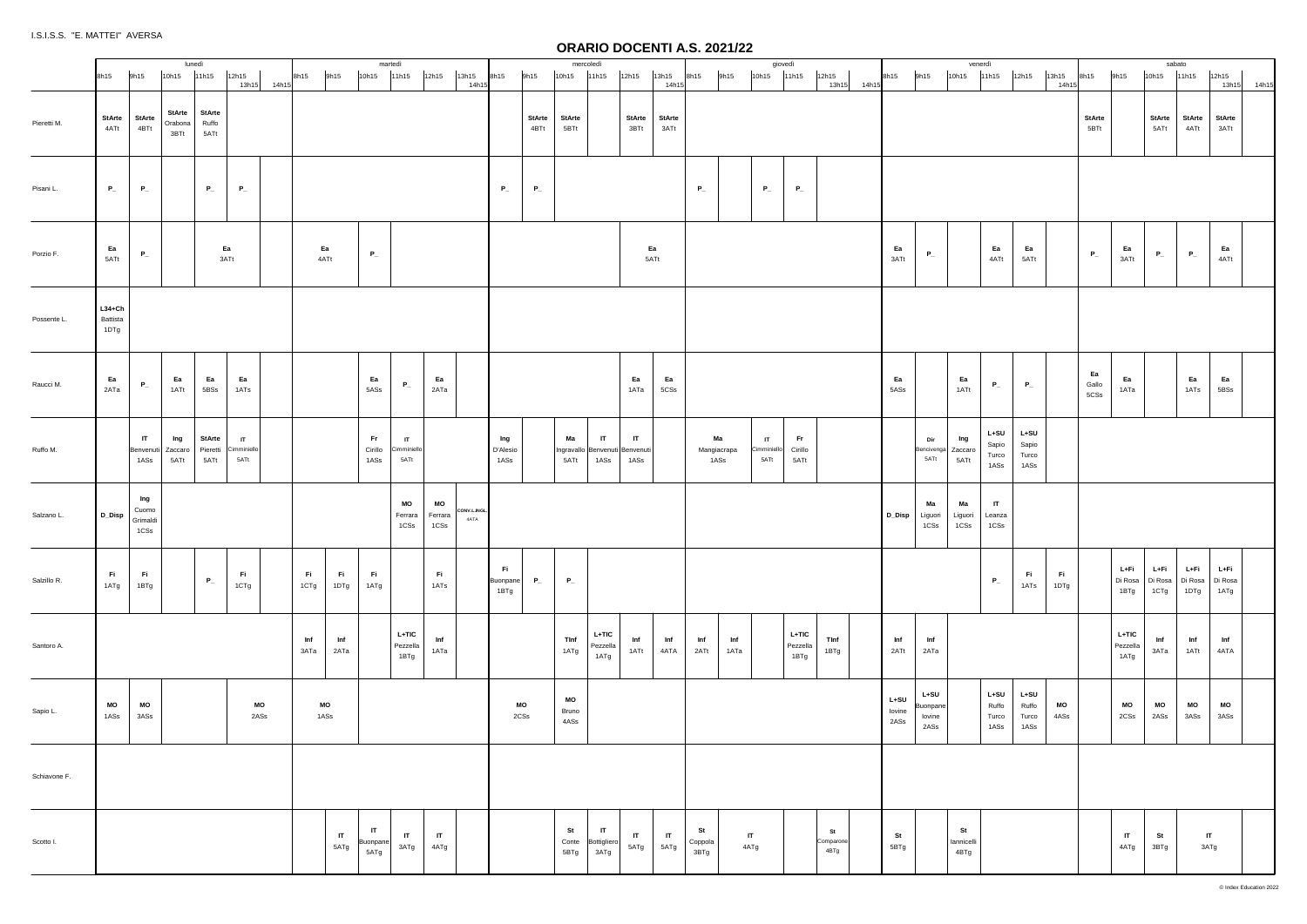I.S.I.S.S. "E. MATTEI" AVERSA

# ORARIO DOCENTI A.S. 2021/22

| | lunedì | | | | | | martedì | | | | | | mercoledì | | | | | | giovedì | | | | | | venerdì | | | | | | sabato | | | | | |
|---|---|---|---|---|---|---|---|---|---|---|---|---|---|---|---|---|---|---|---|---|---|---|---|---|---|---|---|---|---|---|---|---|---|---|---|---|
| | 8h15 | 9h15 | 10h15 | 11h15 | 12h15 | 13h15 | 8h15 | 9h15 | 10h15 | 11h15 | 12h15 | 13h15 | 8h15 | 9h15 | 10h15 | 11h15 | 12h15 | 13h15 | 8h15 | 9h15 | 10h15 | 11h15 | 12h15 | 13h15 | 8h15 | 9h15 | 10h15 | 11h15 | 12h15 | 13h15 | 8h15 | 9h15 | 10h15 | 11h15 | 12h15 | 13h15 |
| Pieretti M. | StArte 4ATt | StArte 4BTt | StArte Orabona 3BTt | StArte Ruffo 5ATt | | | | | | | | | | StArte 4BTt | StArte 5BTt | | StArte 3BTt | StArte 3ATt | | | | | | | | | | | | | StArte 5BTt | | StArte 5ATt | StArte 4ATt | StArte 3ATt | |
| Pisani L. | P_ | P_ | | P_ | P_ | | | | | | | | P_ | P_ | | | | | P_ | | P_ | P_ | | | | | | | | | | | | | | |
| Porzio F. | Ea 5ATt | P_ | | Ea 3ATt | | | Ea 4ATt | | P_ | | | | | | | | Ea 5ATt | | | | | | | | Ea 3ATt | P_ | | Ea 4ATt | Ea 5ATt | | P_ | Ea 3ATt | P_ | P_ | Ea 4ATt | |
| Possente L. | L34+Ch Battista 1DTg | | | | | | | | | | | | | | | | | | | | | | | | | | | | | | | | | | | |
| Raucci M. | Ea 2ATa | P_ | Ea 1ATt | Ea 5BSs | Ea 1ATs | | | | Ea 5ASs | P_ | Ea 2ATa | | | | | | Ea 1ATa | Ea 5CSs | | | | | | | Ea 5ASs | | Ea 1ATt | P_ | P_ | | Ea Gallo 5CSs | Ea 1ATa | | Ea 1ATs | Ea 5BSs | |
| Ruffo M. | | IT Benvenuti 1ASs | Ing Zaccaro 5ATt | StArte Pieretti 5ATt | IT Cimminiello 5ATt | | | | Fr Cirillo 1ASs | IT Cimminiello 5ATt | | | Ing D'Alesio 1ASs | | Ma Ingravallo 5ATt | IT Benvenuti 1ASs | IT Benvenuti 1ASs | | Ma Mangiacrapa 1ASs | | IT Cimminiello 5ATt | Fr Cirillo 5ATt | | | | Dir Bencivenga 5ATt | Ing Zaccaro 5ATt | L+SU Sapio Turco 1ASs | L+SU Sapio Turco 1ASs | | | | | | | |
| Salzano L. | D_Disp | Ing Cuomo Grimaldi 1CSs | | | | | | | | MO Ferrara 1CSs | MO Ferrara 1CSs | CONV.L.INGL. 4ATA | | | | | | | | | | | | | D_Disp | Ma Liguori 1CSs | Ma Liguori 1CSs | IT Leanza 1CSs | | | | | | | | |
| Salzillo R. | Fi 1ATg | Fi 1BTg | | P_ | Fi 1CTg | | Fi 1CTg | Fi 1DTg | Fi 1ATg | | Fi 1ATs | | Fi Buonpane 1BTg | P_ | P_ | | | | | | | | | | | | | P_ | Fi 1ATs | Fi 1DTg | | L+Fi Di Rosa 1BTg | L+Fi Di Rosa 1CTg | L+Fi Di Rosa 1DTg | L+Fi Di Rosa 1ATg | |
| Santoro A. | | | | | | | Inf 3ATa | Inf 2ATa | | L+TIC Pezzella 1BTg | Inf 1ATa | | | | TInf 1ATg | L+TIC Pezzella 1ATg | Inf 1ATt | Inf 4ATA | Inf 2ATt | Inf 1ATa | | L+TIC Pezzella 1BTg | TInf 1BTg | | Inf 2ATt | Inf 2ATa | | | | | | L+TIC Pezzella 1ATg | Inf 3ATa | Inf 1ATt | Inf 4ATA | |
| Sapio L. | MO 1ASs | MO 3ASs | | | MO 2ASs | | MO 1ASs | | | | | | MO 2CSs | | MO Bruno 4ASs | | | | | | | | | | L+SU Iovine 2ASs | L+SU Buonpane Iovine 2ASs | | L+SU Ruffo Turco 1ASs | L+SU Ruffo Turco 1ASs | MO 4ASs | | MO 2CSs | MO 2ASs | MO 3ASs | MO 3ASs | |
| Schiavone F. | | | | | | | | | | | | | | | | | | | | | | | | | | | | | | | | | | | | |
| Scotto I. | | | | | | | | IT 5ATg | IT Buonpane 5ATg | IT 3ATg | IT 4ATg | | | | St Conte 5BTg | IT Bottigliero 3ATg | IT 5ATg | IT 5ATg | St Coppola 3BTg | IT 4ATg | | | St Comparone 4BTg | | St 5BTg | | St Iannicelli 4BTg | | | | | IT 4ATg | St 3BTg | IT 3ATg | | |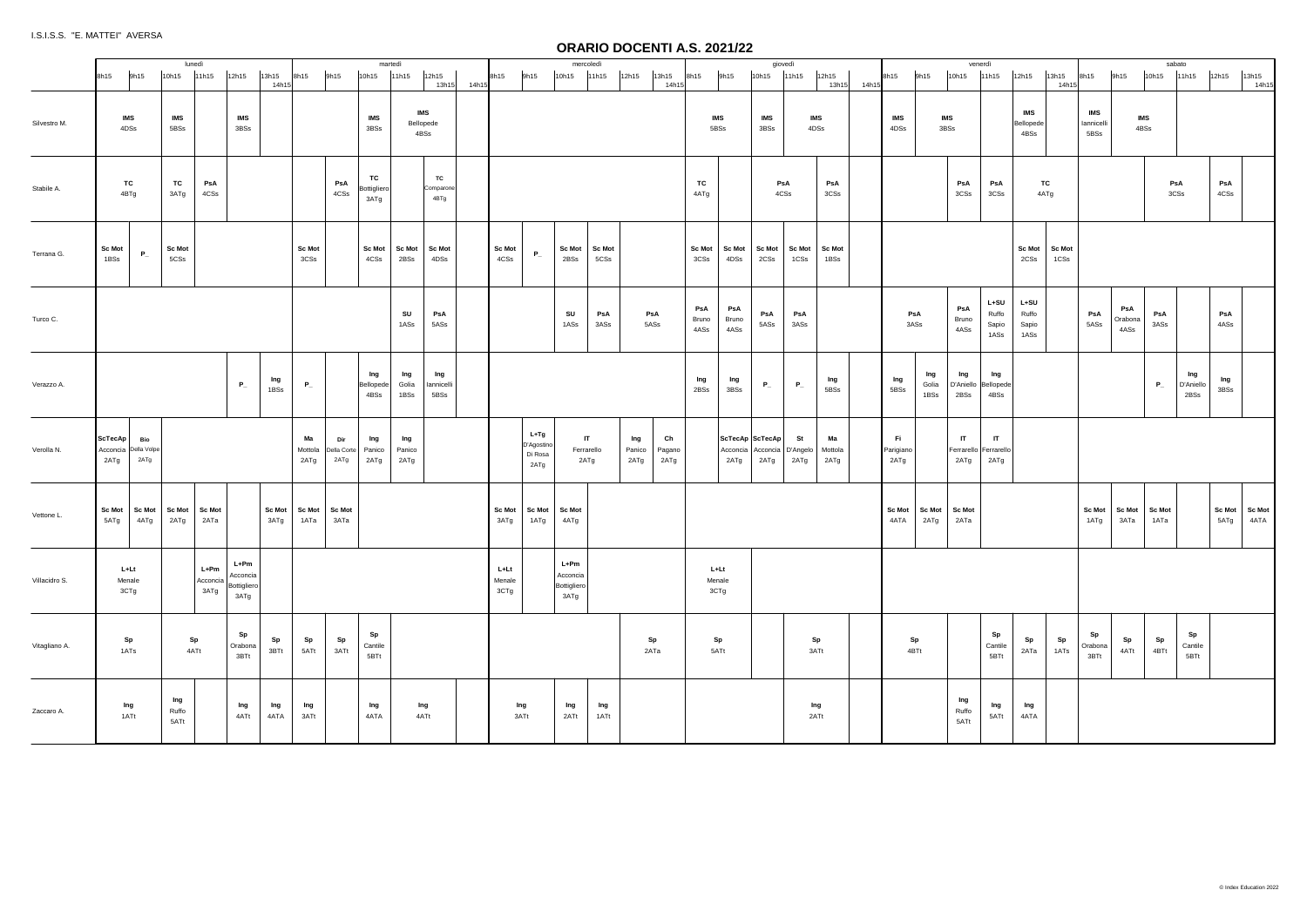I.S.I.S.S. "E. MATTEI" AVERSA

# ORARIO DOCENTI A.S. 2021/22

| | lunedì | | | | | | martedì | | | | | | mercoledì | | | | | | giovedì | | | | | | venerdì | | | | | | sabato | | | | | |
|---|---|---|---|---|---|---|---|---|---|---|---|---|---|---|---|---|---|---|---|---|---|---|---|---|---|---|---|---|---|---|---|---|---|---|---|---|
| | 8h15 | 9h15 | 10h15 | 11h15 | 12h15 | 13h15 14h15 | 8h15 | 9h15 | 10h15 | 11h15 | 12h15 13h15 | 14h15 | 8h15 | 9h15 | 10h15 | 11h15 | 12h15 | 13h15 14h15 | 8h15 | 9h15 | 10h15 | 11h15 | 12h15 13h15 | 14h15 | 8h15 | 9h15 | 10h15 | 11h15 | 12h15 | 13h15 14h15 | 8h15 | 9h15 | 10h15 | 11h15 | 12h15 | 13h15 14h15 |
| Silvestro M. | IMS 4DSs | | IMS 5BSs | | IMS 3BSs | | | | IMS 3BSs | IMS Bellopede 4BSs | | | | | | | | | IMS 5BSs | | IMS 3BSs | IMS 4DSs | | | IMS 4DSs | IMS 3BSs | | | IMS Bellopede 4BSs | | IMS Iannicelli 5BSs | IMS 4BSs | | | | |
| Stabile A. | TC 4BTg | | TC 3ATg | PsA 4CSs | | | | PsA 4CSs | TC Bottigliero 3ATg | | TC Comparone 4BTg | | | | | | | | TC 4ATg | | PsA 4CSs | | PsA 3CSs | | | | PsA 3CSs | PsA 3CSs | TC 4ATg | | | | PsA 3CSs | | PsA 4CSs | |
| Terrana G. | Sc Mot 1BSs | P_ | Sc Mot 5CSs | | | | Sc Mot 3CSs | | Sc Mot 4CSs | Sc Mot 2BSs | Sc Mot 4DSs | | Sc Mot 4CSs | P_ | Sc Mot 2BSs | Sc Mot 5CSs | | | Sc Mot 3CSs | Sc Mot 4DSs | Sc Mot 2CSs | Sc Mot 1CSs | Sc Mot 1BSs | | | | | | Sc Mot 2CSs | Sc Mot 1CSs | | | | | | |
| Turco C. | | | | | | | | | | SU 1ASs | PsA 5ASs | | | | SU 1ASs | PsA 3ASs | PsA 5ASs | | PsA Bruno 4ASs | PsA Bruno 4ASs | PsA 5ASs | PsA 3ASs | | | PsA 3ASs | | PsA Bruno 4ASs | L+SU Ruffo Sapio 1ASs | L+SU Ruffo Sapio 1ASs | | PsA 5ASs | PsA Orabona 4ASs | PsA 3ASs | | PsA 4ASs | |
| Verazzo A. | | | | | P_ | Ing 1BSs | P_ | | Ing Bellopede 4BSs | Ing Golia 1BSs | Ing Iannicelli 5BSs | | | | | | | | Ing 2BSs | Ing 3BSs | P_ | P_ | Ing 5BSs | | Ing 5BSs | Ing Golia 1BSs | Ing D'Aniello 2BSs | Ing Bellopede 4BSs | | | | | P_ | Ing D'Aniello 2BSs | Ing 3BSs | |
| Verolla N. | ScTecAp Acconcia 2ATg | Bio Della Volpe 2ATg | | | | | Ma Mottola 2ATg | Dir Della Corte 2ATg | Ing Panico 2ATg | Ing Panico 2ATg | | | | L+Tg D'Agostino Di Rosa 2ATg | IT Ferrarello 2ATg | | Ing Panico 2ATg | Ch Pagano 2ATg | | ScTecAp Acconcia 2ATg | ScTecAp Acconcia 2ATg | St D'Angelo 2ATg | Ma Mottola 2ATg | | Fi Parigiano 2ATg | | IT Ferrarello 2ATg | IT Ferrarello 2ATg | | | | | | | | |
| Vettone L. | Sc Mot 5ATg | Sc Mot 4ATg | Sc Mot 2ATg | Sc Mot 2ATa | | Sc Mot 3ATg | Sc Mot 1ATa | Sc Mot 3ATa | | | | | Sc Mot 3ATg | Sc Mot 1ATg | Sc Mot 4ATg | | | | | | | | | | Sc Mot 4ATA | Sc Mot 2ATg | Sc Mot 2ATa | | | | Sc Mot 1ATg | Sc Mot 3ATa | Sc Mot 1ATa | | Sc Mot 5ATg | Sc Mot 4ATA |
| Villacidro S. | L+Lt Menale 3CTg | | | L+Pm Acconcia 3ATg | L+Pm Acconcia Bottigliero 3ATg | | | | | | | | L+Lt Menale 3CTg | | L+Pm Acconcia Bottigliero 3ATg | | | | L+Lt Menale 3CTg | | | | | | | | | | | | | | | | | |
| Vitagliano A. | Sp 1ATs | | Sp 4ATt | | Sp Orabona 3BTt | Sp 3BTt | Sp 5ATt | Sp 3ATt | Sp Cantile 5BTt | | | | | | | | Sp 2ATa | | Sp 5ATt | | | Sp 3ATt | | | Sp 4BTt | | | Sp Cantile 5BTt | Sp 2ATa | Sp 1ATs | Sp Orabona 3BTt | Sp 4ATt | Sp 4BTt | Sp Cantile 5BTt | | |
| Zaccaro A. | Ing 1ATt | | Ing Ruffo 5ATt | | Ing 4ATt | Ing 4ATA | Ing 3ATt | | Ing 4ATA | Ing 4ATt | | | Ing 3ATt | | Ing 2ATt | Ing 1ATt | | | | | | Ing 2ATt | | | | | Ing Ruffo 5ATt | Ing 5ATt | Ing 4ATA | | | | | | | |

© Index Education 2022